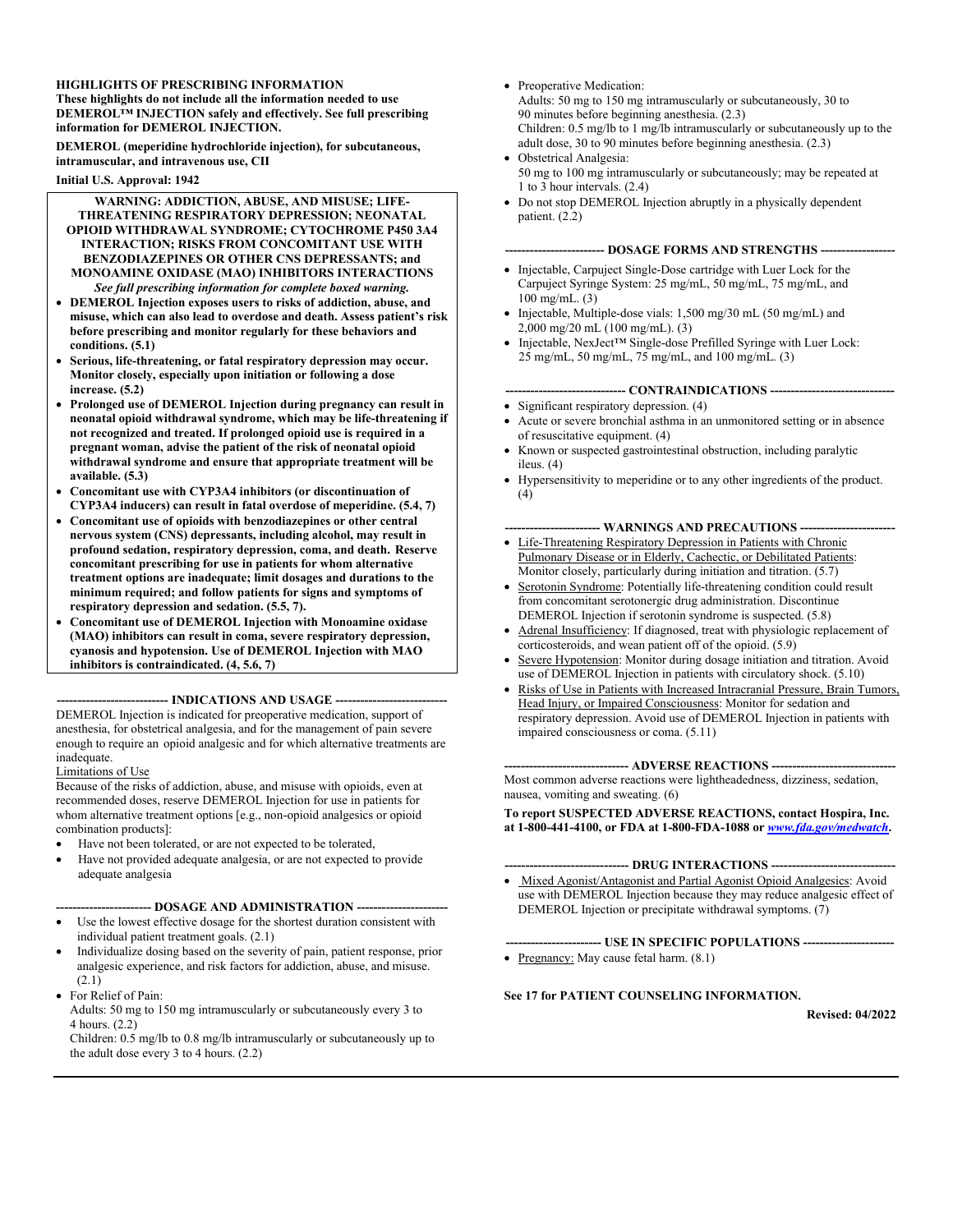**HIGHLIGHTS OF PRESCRIBING INFORMATION**

**These highlights do not include all the information needed to use DEMEROL™ INJECTION safely and effectively. See full prescribing information for DEMEROL INJECTION.**

**DEMEROL (meperidine hydrochloride injection), for subcutaneous, intramuscular, and intravenous use, CII**

**Initial U.S. Approval: 1942**

**WARNING: ADDICTION, ABUSE, AND MISUSE; LIFE-THREATENING RESPIRATORY DEPRESSION; NEONATAL OPIOID WITHDRAWAL SYNDROME; CYTOCHROME P450 3A4 INTERACTION; RISKS FROM CONCOMITANT USE WITH BENZODIAZEPINES OR OTHER CNS DEPRESSANTS; and MONOAMINE OXIDASE (MAO) INHIBITORS INTERACTIONS**

***See full prescribing information for complete boxed warning.***

- **DEMEROL Injection exposes users to risks of addiction, abuse, and misuse, which can also lead to overdose and death. Assess patient's risk before prescribing and monitor regularly for these behaviors and conditions. (5.1)**
- **Serious, life-threatening, or fatal respiratory depression may occur. Monitor closely, especially upon initiation or following a dose increase. (5.2)**
- **Prolonged use of DEMEROL Injection during pregnancy can result in neonatal opioid withdrawal syndrome, which may be life-threatening if not recognized and treated. If prolonged opioid use is required in a pregnant woman, advise the patient of the risk of neonatal opioid withdrawal syndrome and ensure that appropriate treatment will be available. (5.3)**
- **Concomitant use with CYP3A4 inhibitors (or discontinuation of CYP3A4 inducers) can result in fatal overdose of meperidine. (5.4, 7)**
- **Concomitant use of opioids with benzodiazepines or other central nervous system (CNS) depressants, including alcohol, may result in profound sedation, respiratory depression, coma, and death. Reserve concomitant prescribing for use in patients for whom alternative treatment options are inadequate; limit dosages and durations to the minimum required; and follow patients for signs and symptoms of respiratory depression and sedation. (5.5, 7).**
- **Concomitant use of DEMEROL Injection with Monoamine oxidase (MAO) inhibitors can result in coma, severe respiratory depression, cyanosis and hypotension. Use of DEMEROL Injection with MAO inhibitors is contraindicated. (4, 5.6, 7)**

**--------------------------- INDICATIONS AND USAGE ---------------------------**

DEMEROL Injection is indicated for preoperative medication, support of anesthesia, for obstetrical analgesia, and for the management of pain severe enough to require an opioid analgesic and for which alternative treatments are inadequate.

Limitations of Use

Because of the risks of addiction, abuse, and misuse with opioids, even at recommended doses, reserve DEMEROL Injection for use in patients for whom alternative treatment options [e.g., non-opioid analgesics or opioid combination products]:

- Have not been tolerated, or are not expected to be tolerated,
- Have not provided adequate analgesia, or are not expected to provide adequate analgesia

**----------------------- DOSAGE AND ADMINISTRATION ----------------------**

- Use the lowest effective dosage for the shortest duration consistent with individual patient treatment goals. (2.1)
- Individualize dosing based on the severity of pain, patient response, prior analgesic experience, and risk factors for addiction, abuse, and misuse. (2.1)
- For Relief of Pain:
  Adults: 50 mg to 150 mg intramuscularly or subcutaneously every 3 to 4 hours. (2.2)
  Children: 0.5 mg/lb to 0.8 mg/lb intramuscularly or subcutaneously up to the adult dose every 3 to 4 hours. (2.2)
- Preoperative Medication:
  Adults: 50 mg to 150 mg intramuscularly or subcutaneously, 30 to 90 minutes before beginning anesthesia. (2.3)
  Children: 0.5 mg/lb to 1 mg/lb intramuscularly or subcutaneously up to the adult dose, 30 to 90 minutes before beginning anesthesia. (2.3)
- Obstetrical Analgesia:
  50 mg to 100 mg intramuscularly or subcutaneously; may be repeated at 1 to 3 hour intervals. (2.4)
- Do not stop DEMEROL Injection abruptly in a physically dependent patient. (2.2)

**------------------------ DOSAGE FORMS AND STRENGTHS ------------------**

- Injectable, Carpuject Single-Dose cartridge with Luer Lock for the Carpuject Syringe System: 25 mg/mL, 50 mg/mL, 75 mg/mL, and 100 mg/mL. (3)
- Injectable, Multiple-dose vials: 1,500 mg/30 mL (50 mg/mL) and 2,000 mg/20 mL (100 mg/mL). (3)
- Injectable, NexJect™ Single-dose Prefilled Syringe with Luer Lock: 25 mg/mL, 50 mg/mL, 75 mg/mL, and 100 mg/mL. (3)

**----------------------------- CONTRAINDICATIONS ------------------------------**

- Significant respiratory depression. (4)
- Acute or severe bronchial asthma in an unmonitored setting or in absence of resuscitative equipment. (4)
- Known or suspected gastrointestinal obstruction, including paralytic ileus. (4)
- Hypersensitivity to meperidine or to any other ingredients of the product. (4)

**----------------------- WARNINGS AND PRECAUTIONS -----------------------**

- Life-Threatening Respiratory Depression in Patients with Chronic Pulmonary Disease or in Elderly, Cachectic, or Debilitated Patients: Monitor closely, particularly during initiation and titration. (5.7)
- Serotonin Syndrome: Potentially life-threatening condition could result from concomitant serotonergic drug administration. Discontinue DEMEROL Injection if serotonin syndrome is suspected. (5.8)
- Adrenal Insufficiency: If diagnosed, treat with physiologic replacement of corticosteroids, and wean patient off of the opioid. (5.9)
- Severe Hypotension: Monitor during dosage initiation and titration. Avoid use of DEMEROL Injection in patients with circulatory shock. (5.10)
- Risks of Use in Patients with Increased Intracranial Pressure, Brain Tumors, Head Injury, or Impaired Consciousness: Monitor for sedation and respiratory depression. Avoid use of DEMEROL Injection in patients with impaired consciousness or coma. (5.11)

**------------------------------ ADVERSE REACTIONS ------------------------------**

Most common adverse reactions were lightheadedness, dizziness, sedation, nausea, vomiting and sweating. (6)

**To report SUSPECTED ADVERSE REACTIONS, contact Hospira, Inc. at 1-800-441-4100, or FDA at 1-800-FDA-1088 or *www.fda.gov/medwatch*.**

**------------------------------ DRUG INTERACTIONS ------------------------------**

- Mixed Agonist/Antagonist and Partial Agonist Opioid Analgesics: Avoid use with DEMEROL Injection because they may reduce analgesic effect of DEMEROL Injection or precipitate withdrawal symptoms. (7)

**----------------------- USE IN SPECIFIC POPULATIONS ----------------------**

- Pregnancy: May cause fetal harm. (8.1)

**See 17 for PATIENT COUNSELING INFORMATION.**

**Revised: 04/2022**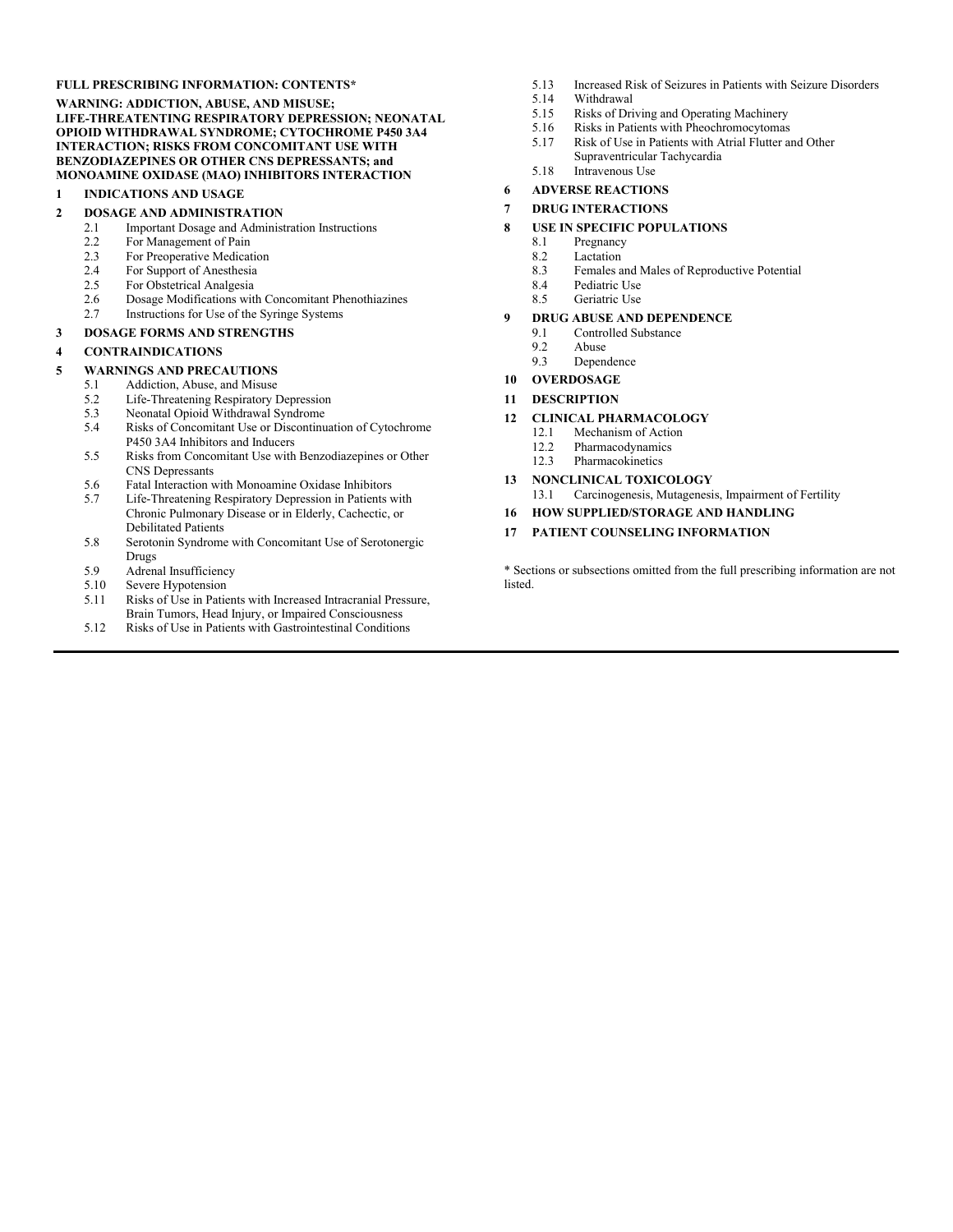**FULL PRESCRIBING INFORMATION: CONTENTS***

**WARNING: ADDICTION, ABUSE, AND MISUSE; LIFE-THREATENTING RESPIRATORY DEPRESSION; NEONATAL OPIOID WITHDRAWAL SYNDROME; CYTOCHROME P450 3A4 INTERACTION; RISKS FROM CONCOMITANT USE WITH BENZODIAZEPINES OR OTHER CNS DEPRESSANTS; and MONOAMINE OXIDASE (MAO) INHIBITORS INTERACTION**

**1 INDICATIONS AND USAGE**

**2 DOSAGE AND ADMINISTRATION**
- 2.1 Important Dosage and Administration Instructions
- 2.2 For Management of Pain
- 2.3 For Preoperative Medication
- 2.4 For Support of Anesthesia
- 2.5 For Obstetrical Analgesia
- 2.6 Dosage Modifications with Concomitant Phenothiazines
- 2.7 Instructions for Use of the Syringe Systems

**3 DOSAGE FORMS AND STRENGTHS**

**4 CONTRAINDICATIONS**

**5 WARNINGS AND PRECAUTIONS**
- 5.1 Addiction, Abuse, and Misuse
- 5.2 Life-Threatening Respiratory Depression
- 5.3 Neonatal Opioid Withdrawal Syndrome
- 5.4 Risks of Concomitant Use or Discontinuation of Cytochrome P450 3A4 Inhibitors and Inducers
- 5.5 Risks from Concomitant Use with Benzodiazepines or Other CNS Depressants
- 5.6 Fatal Interaction with Monoamine Oxidase Inhibitors
- 5.7 Life-Threatening Respiratory Depression in Patients with Chronic Pulmonary Disease or in Elderly, Cachectic, or Debilitated Patients
- 5.8 Serotonin Syndrome with Concomitant Use of Serotonergic Drugs
- 5.9 Adrenal Insufficiency
- 5.10 Severe Hypotension
- 5.11 Risks of Use in Patients with Increased Intracranial Pressure, Brain Tumors, Head Injury, or Impaired Consciousness
- 5.12 Risks of Use in Patients with Gastrointestinal Conditions
- 5.13 Increased Risk of Seizures in Patients with Seizure Disorders
- 5.14 Withdrawal
- 5.15 Risks of Driving and Operating Machinery
- 5.16 Risks in Patients with Pheochromocytomas
- 5.17 Risk of Use in Patients with Atrial Flutter and Other Supraventricular Tachycardia
- 5.18 Intravenous Use

**6 ADVERSE REACTIONS**

**7 DRUG INTERACTIONS**

**8 USE IN SPECIFIC POPULATIONS**
- 8.1 Pregnancy
- 8.2 Lactation
- 8.3 Females and Males of Reproductive Potential
- 8.4 Pediatric Use
- 8.5 Geriatric Use

**9 DRUG ABUSE AND DEPENDENCE**
- 9.1 Controlled Substance
- 9.2 Abuse
- 9.3 Dependence

**10 OVERDOSAGE**

**11 DESCRIPTION**

**12 CLINICAL PHARMACOLOGY**
- 12.1 Mechanism of Action
- 12.2 Pharmacodynamics
- 12.3 Pharmacokinetics

**13 NONCLINICAL TOXICOLOGY**
- 13.1 Carcinogenesis, Mutagenesis, Impairment of Fertility

**16 HOW SUPPLIED/STORAGE AND HANDLING**

**17 PATIENT COUNSELING INFORMATION**

* Sections or subsections omitted from the full prescribing information are not listed.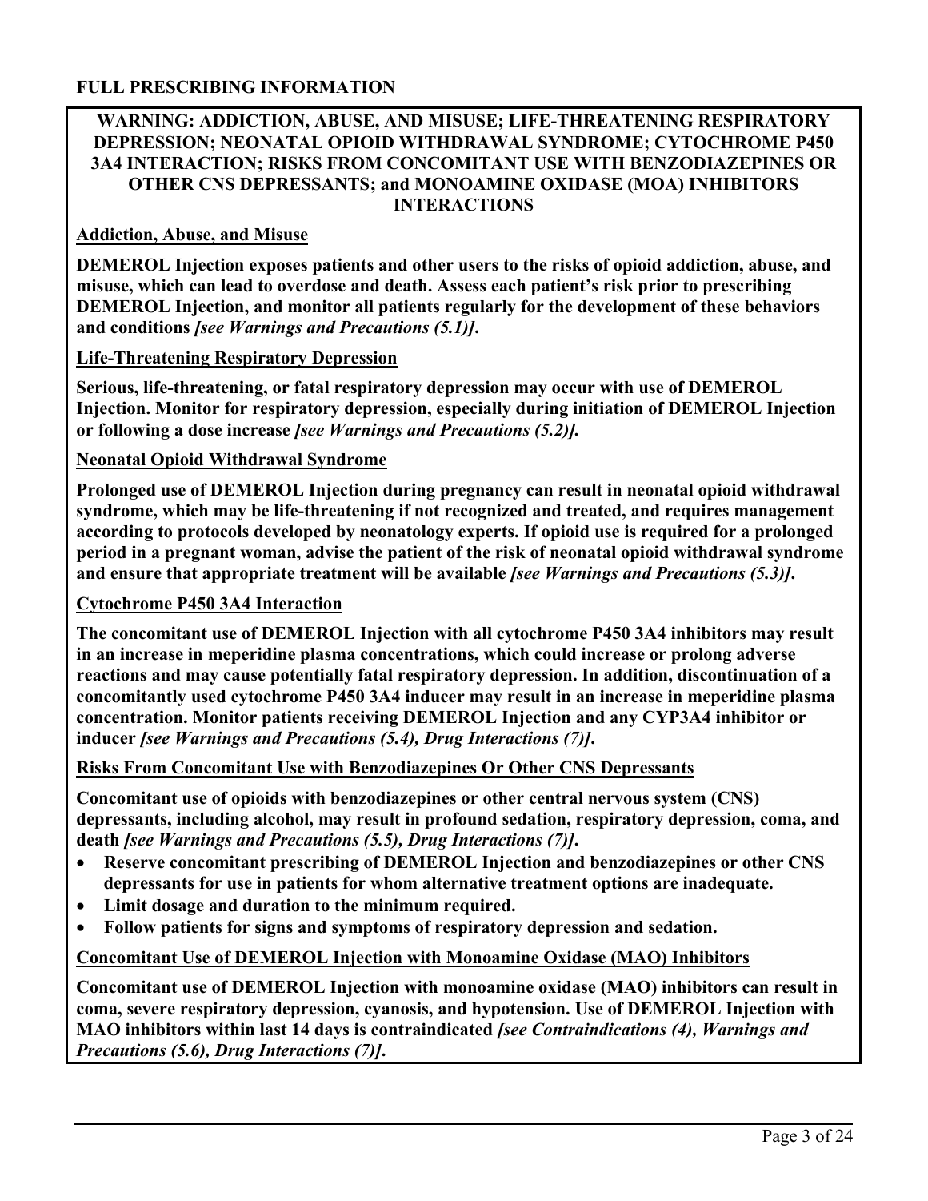# FULL PRESCRIBING INFORMATION

**WARNING: ADDICTION, ABUSE, AND MISUSE; LIFE-THREATENING RESPIRATORY DEPRESSION; NEONATAL OPIOID WITHDRAWAL SYNDROME; CYTOCHROME P450 3A4 INTERACTION; RISKS FROM CONCOMITANT USE WITH BENZODIAZEPINES OR OTHER CNS DEPRESSANTS; and MONOAMINE OXIDASE (MOA) INHIBITORS INTERACTIONS**

**Addiction, Abuse, and Misuse**

**DEMEROL Injection exposes patients and other users to the risks of opioid addiction, abuse, and misuse, which can lead to overdose and death. Assess each patient's risk prior to prescribing DEMEROL Injection, and monitor all patients regularly for the development of these behaviors and conditions *[see Warnings and Precautions (5.1)]*.**

**Life-Threatening Respiratory Depression**

**Serious, life-threatening, or fatal respiratory depression may occur with use of DEMEROL Injection. Monitor for respiratory depression, especially during initiation of DEMEROL Injection or following a dose increase *[see Warnings and Precautions (5.2)]*.**

**Neonatal Opioid Withdrawal Syndrome**

**Prolonged use of DEMEROL Injection during pregnancy can result in neonatal opioid withdrawal syndrome, which may be life-threatening if not recognized and treated, and requires management according to protocols developed by neonatology experts. If opioid use is required for a prolonged period in a pregnant woman, advise the patient of the risk of neonatal opioid withdrawal syndrome and ensure that appropriate treatment will be available *[see Warnings and Precautions (5.3)]*.**

**Cytochrome P450 3A4 Interaction**

**The concomitant use of DEMEROL Injection with all cytochrome P450 3A4 inhibitors may result in an increase in meperidine plasma concentrations, which could increase or prolong adverse reactions and may cause potentially fatal respiratory depression. In addition, discontinuation of a concomitantly used cytochrome P450 3A4 inducer may result in an increase in meperidine plasma concentration. Monitor patients receiving DEMEROL Injection and any CYP3A4 inhibitor or inducer *[see Warnings and Precautions (5.4), Drug Interactions (7)]*.**

**Risks From Concomitant Use with Benzodiazepines Or Other CNS Depressants**

**Concomitant use of opioids with benzodiazepines or other central nervous system (CNS) depressants, including alcohol, may result in profound sedation, respiratory depression, coma, and death *[see Warnings and Precautions (5.5), Drug Interactions (7)]*.**

- **Reserve concomitant prescribing of DEMEROL Injection and benzodiazepines or other CNS depressants for use in patients for whom alternative treatment options are inadequate.**
- **Limit dosage and duration to the minimum required.**
- **Follow patients for signs and symptoms of respiratory depression and sedation.**

**Concomitant Use of DEMEROL Injection with Monoamine Oxidase (MAO) Inhibitors**

**Concomitant use of DEMEROL Injection with monoamine oxidase (MAO) inhibitors can result in coma, severe respiratory depression, cyanosis, and hypotension. Use of DEMEROL Injection with MAO inhibitors within last 14 days is contraindicated *[see Contraindications (4), Warnings and Precautions (5.6), Drug Interactions (7)]*.**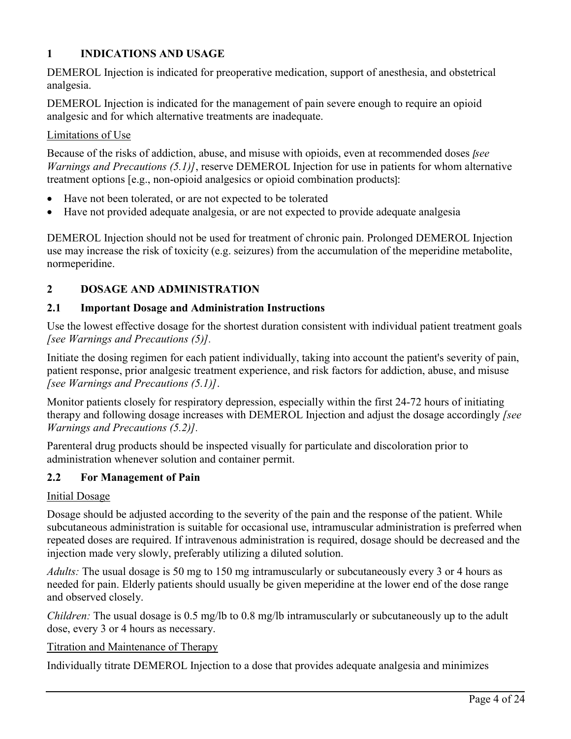## 1 INDICATIONS AND USAGE

DEMEROL Injection is indicated for preoperative medication, support of anesthesia, and obstetrical analgesia.

DEMEROL Injection is indicated for the management of pain severe enough to require an opioid analgesic and for which alternative treatments are inadequate.

<u>Limitations of Use</u>

Because of the risks of addiction, abuse, and misuse with opioids, even at recommended doses *[see Warnings and Precautions (5.1)]*, reserve DEMEROL Injection for use in patients for whom alternative treatment options [e.g., non-opioid analgesics or opioid combination products]:

- Have not been tolerated, or are not expected to be tolerated
- Have not provided adequate analgesia, or are not expected to provide adequate analgesia

DEMEROL Injection should not be used for treatment of chronic pain. Prolonged DEMEROL Injection use may increase the risk of toxicity (e.g. seizures) from the accumulation of the meperidine metabolite, normeperidine.

## 2 DOSAGE AND ADMINISTRATION

### 2.1 Important Dosage and Administration Instructions

Use the lowest effective dosage for the shortest duration consistent with individual patient treatment goals *[see Warnings and Precautions (5)].*

Initiate the dosing regimen for each patient individually, taking into account the patient's severity of pain, patient response, prior analgesic treatment experience, and risk factors for addiction, abuse, and misuse *[see Warnings and Precautions (5.1)]*.

Monitor patients closely for respiratory depression, especially within the first 24-72 hours of initiating therapy and following dosage increases with DEMEROL Injection and adjust the dosage accordingly *[see Warnings and Precautions (5.2)].*

Parenteral drug products should be inspected visually for particulate and discoloration prior to administration whenever solution and container permit.

### 2.2 For Management of Pain

<u>Initial Dosage</u>

Dosage should be adjusted according to the severity of the pain and the response of the patient. While subcutaneous administration is suitable for occasional use, intramuscular administration is preferred when repeated doses are required. If intravenous administration is required, dosage should be decreased and the injection made very slowly, preferably utilizing a diluted solution.

*Adults:* The usual dosage is 50 mg to 150 mg intramuscularly or subcutaneously every 3 or 4 hours as needed for pain. Elderly patients should usually be given meperidine at the lower end of the dose range and observed closely.

*Children:* The usual dosage is 0.5 mg/lb to 0.8 mg/lb intramuscularly or subcutaneously up to the adult dose, every 3 or 4 hours as necessary.

<u>Titration and Maintenance of Therapy</u>

Individually titrate DEMEROL Injection to a dose that provides adequate analgesia and minimizes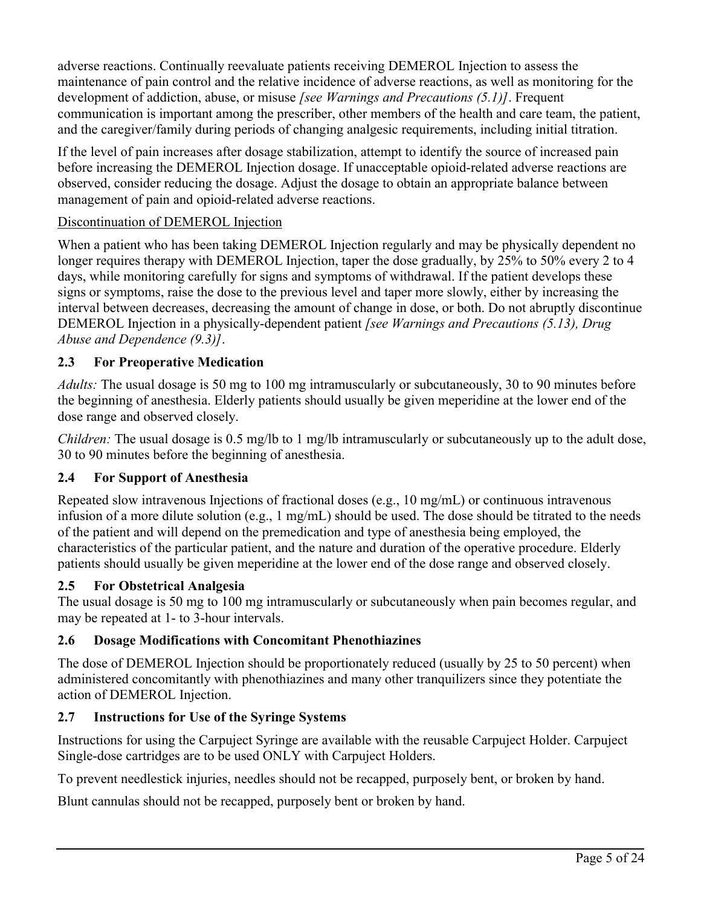adverse reactions. Continually reevaluate patients receiving DEMEROL Injection to assess the maintenance of pain control and the relative incidence of adverse reactions, as well as monitoring for the development of addiction, abuse, or misuse *[see Warnings and Precautions (5.1)]*. Frequent communication is important among the prescriber, other members of the health and care team, the patient, and the caregiver/family during periods of changing analgesic requirements, including initial titration.

If the level of pain increases after dosage stabilization, attempt to identify the source of increased pain before increasing the DEMEROL Injection dosage. If unacceptable opioid-related adverse reactions are observed, consider reducing the dosage. Adjust the dosage to obtain an appropriate balance between management of pain and opioid-related adverse reactions.

Discontinuation of DEMEROL Injection

When a patient who has been taking DEMEROL Injection regularly and may be physically dependent no longer requires therapy with DEMEROL Injection, taper the dose gradually, by 25% to 50% every 2 to 4 days, while monitoring carefully for signs and symptoms of withdrawal. If the patient develops these signs or symptoms, raise the dose to the previous level and taper more slowly, either by increasing the interval between decreases, decreasing the amount of change in dose, or both. Do not abruptly discontinue DEMEROL Injection in a physically-dependent patient *[see Warnings and Precautions (5.13), Drug Abuse and Dependence (9.3)]*.

### 2.3 For Preoperative Medication

*Adults:* The usual dosage is 50 mg to 100 mg intramuscularly or subcutaneously, 30 to 90 minutes before the beginning of anesthesia. Elderly patients should usually be given meperidine at the lower end of the dose range and observed closely.

*Children:* The usual dosage is 0.5 mg/lb to 1 mg/lb intramuscularly or subcutaneously up to the adult dose, 30 to 90 minutes before the beginning of anesthesia.

### 2.4 For Support of Anesthesia

Repeated slow intravenous Injections of fractional doses (e.g., 10 mg/mL) or continuous intravenous infusion of a more dilute solution (e.g., 1 mg/mL) should be used. The dose should be titrated to the needs of the patient and will depend on the premedication and type of anesthesia being employed, the characteristics of the particular patient, and the nature and duration of the operative procedure. Elderly patients should usually be given meperidine at the lower end of the dose range and observed closely.

### 2.5 For Obstetrical Analgesia

The usual dosage is 50 mg to 100 mg intramuscularly or subcutaneously when pain becomes regular, and may be repeated at 1- to 3-hour intervals.

### 2.6 Dosage Modifications with Concomitant Phenothiazines

The dose of DEMEROL Injection should be proportionately reduced (usually by 25 to 50 percent) when administered concomitantly with phenothiazines and many other tranquilizers since they potentiate the action of DEMEROL Injection.

### 2.7 Instructions for Use of the Syringe Systems

Instructions for using the Carpuject Syringe are available with the reusable Carpuject Holder. Carpuject Single-dose cartridges are to be used ONLY with Carpuject Holders.

To prevent needlestick injuries, needles should not be recapped, purposely bent, or broken by hand.

Blunt cannulas should not be recapped, purposely bent or broken by hand.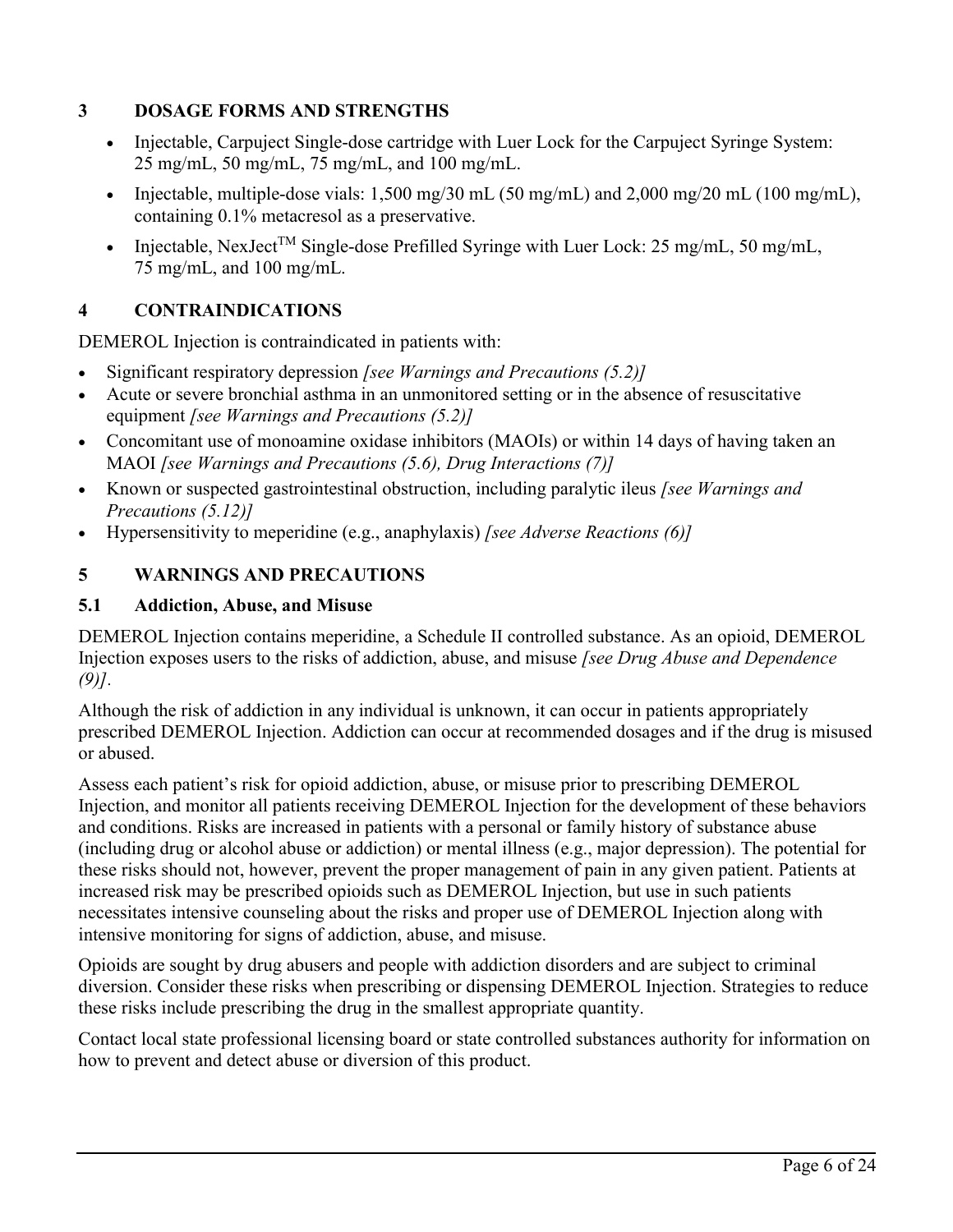## 3 DOSAGE FORMS AND STRENGTHS

- Injectable, Carpuject Single-dose cartridge with Luer Lock for the Carpuject Syringe System: 25 mg/mL, 50 mg/mL, 75 mg/mL, and 100 mg/mL.
- Injectable, multiple-dose vials: 1,500 mg/30 mL (50 mg/mL) and 2,000 mg/20 mL (100 mg/mL), containing 0.1% metacresol as a preservative.
- Injectable, NexJect™ Single-dose Prefilled Syringe with Luer Lock: 25 mg/mL, 50 mg/mL, 75 mg/mL, and 100 mg/mL.

## 4 CONTRAINDICATIONS

DEMEROL Injection is contraindicated in patients with:

- Significant respiratory depression *[see Warnings and Precautions (5.2)]*
- Acute or severe bronchial asthma in an unmonitored setting or in the absence of resuscitative equipment *[see Warnings and Precautions (5.2)]*
- Concomitant use of monoamine oxidase inhibitors (MAOIs) or within 14 days of having taken an MAOI *[see Warnings and Precautions (5.6), Drug Interactions (7)]*
- Known or suspected gastrointestinal obstruction, including paralytic ileus *[see Warnings and Precautions (5.12)]*
- Hypersensitivity to meperidine (e.g., anaphylaxis) *[see Adverse Reactions (6)]*

## 5 WARNINGS AND PRECAUTIONS

### 5.1 Addiction, Abuse, and Misuse

DEMEROL Injection contains meperidine, a Schedule II controlled substance. As an opioid, DEMEROL Injection exposes users to the risks of addiction, abuse, and misuse *[see Drug Abuse and Dependence (9)]*.

Although the risk of addiction in any individual is unknown, it can occur in patients appropriately prescribed DEMEROL Injection. Addiction can occur at recommended dosages and if the drug is misused or abused.

Assess each patient's risk for opioid addiction, abuse, or misuse prior to prescribing DEMEROL Injection, and monitor all patients receiving DEMEROL Injection for the development of these behaviors and conditions. Risks are increased in patients with a personal or family history of substance abuse (including drug or alcohol abuse or addiction) or mental illness (e.g., major depression). The potential for these risks should not, however, prevent the proper management of pain in any given patient. Patients at increased risk may be prescribed opioids such as DEMEROL Injection, but use in such patients necessitates intensive counseling about the risks and proper use of DEMEROL Injection along with intensive monitoring for signs of addiction, abuse, and misuse.

Opioids are sought by drug abusers and people with addiction disorders and are subject to criminal diversion. Consider these risks when prescribing or dispensing DEMEROL Injection. Strategies to reduce these risks include prescribing the drug in the smallest appropriate quantity.

Contact local state professional licensing board or state controlled substances authority for information on how to prevent and detect abuse or diversion of this product.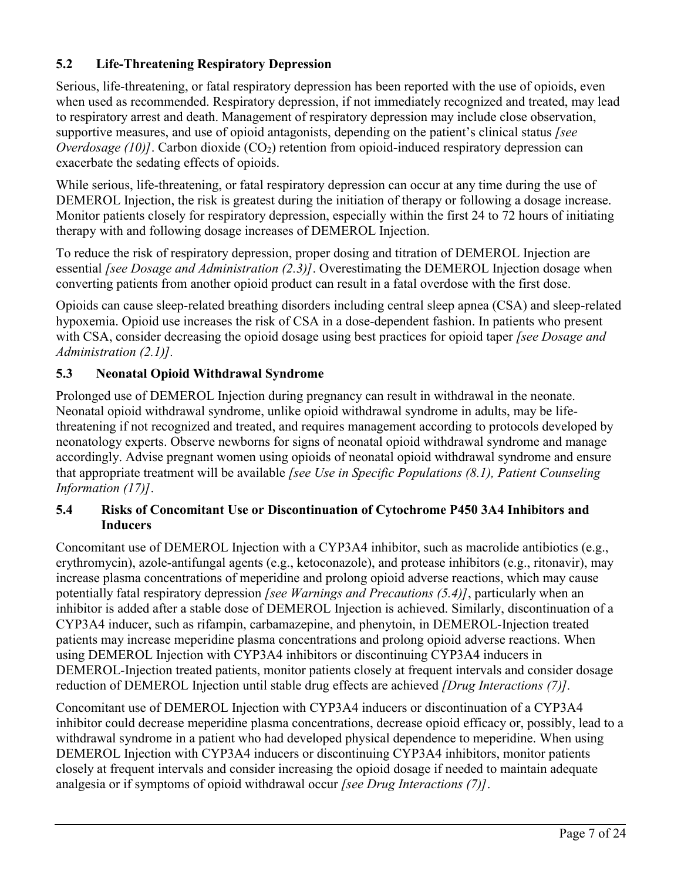### 5.2 Life-Threatening Respiratory Depression

Serious, life-threatening, or fatal respiratory depression has been reported with the use of opioids, even when used as recommended. Respiratory depression, if not immediately recognized and treated, may lead to respiratory arrest and death. Management of respiratory depression may include close observation, supportive measures, and use of opioid antagonists, depending on the patient's clinical status *[see Overdosage (10)]*. Carbon dioxide ($CO_2$) retention from opioid-induced respiratory depression can exacerbate the sedating effects of opioids.

While serious, life-threatening, or fatal respiratory depression can occur at any time during the use of DEMEROL Injection, the risk is greatest during the initiation of therapy or following a dosage increase. Monitor patients closely for respiratory depression, especially within the first 24 to 72 hours of initiating therapy with and following dosage increases of DEMEROL Injection.

To reduce the risk of respiratory depression, proper dosing and titration of DEMEROL Injection are essential *[see Dosage and Administration (2.3)]*. Overestimating the DEMEROL Injection dosage when converting patients from another opioid product can result in a fatal overdose with the first dose.

Opioids can cause sleep-related breathing disorders including central sleep apnea (CSA) and sleep-related hypoxemia. Opioid use increases the risk of CSA in a dose-dependent fashion. In patients who present with CSA, consider decreasing the opioid dosage using best practices for opioid taper *[see Dosage and Administration (2.1)]*.

### 5.3 Neonatal Opioid Withdrawal Syndrome

Prolonged use of DEMEROL Injection during pregnancy can result in withdrawal in the neonate. Neonatal opioid withdrawal syndrome, unlike opioid withdrawal syndrome in adults, may be life-threatening if not recognized and treated, and requires management according to protocols developed by neonatology experts. Observe newborns for signs of neonatal opioid withdrawal syndrome and manage accordingly. Advise pregnant women using opioids of neonatal opioid withdrawal syndrome and ensure that appropriate treatment will be available *[see Use in Specific Populations (8.1), Patient Counseling Information (17)]*.

### 5.4 Risks of Concomitant Use or Discontinuation of Cytochrome P450 3A4 Inhibitors and Inducers

Concomitant use of DEMEROL Injection with a CYP3A4 inhibitor, such as macrolide antibiotics (e.g., erythromycin), azole-antifungal agents (e.g., ketoconazole), and protease inhibitors (e.g., ritonavir), may increase plasma concentrations of meperidine and prolong opioid adverse reactions, which may cause potentially fatal respiratory depression *[see Warnings and Precautions (5.4)]*, particularly when an inhibitor is added after a stable dose of DEMEROL Injection is achieved. Similarly, discontinuation of a CYP3A4 inducer, such as rifampin, carbamazepine, and phenytoin, in DEMEROL-Injection treated patients may increase meperidine plasma concentrations and prolong opioid adverse reactions. When using DEMEROL Injection with CYP3A4 inhibitors or discontinuing CYP3A4 inducers in DEMEROL-Injection treated patients, monitor patients closely at frequent intervals and consider dosage reduction of DEMEROL Injection until stable drug effects are achieved *[Drug Interactions (7)]*.

Concomitant use of DEMEROL Injection with CYP3A4 inducers or discontinuation of a CYP3A4 inhibitor could decrease meperidine plasma concentrations, decrease opioid efficacy or, possibly, lead to a withdrawal syndrome in a patient who had developed physical dependence to meperidine. When using DEMEROL Injection with CYP3A4 inducers or discontinuing CYP3A4 inhibitors, monitor patients closely at frequent intervals and consider increasing the opioid dosage if needed to maintain adequate analgesia or if symptoms of opioid withdrawal occur *[see Drug Interactions (7)]*.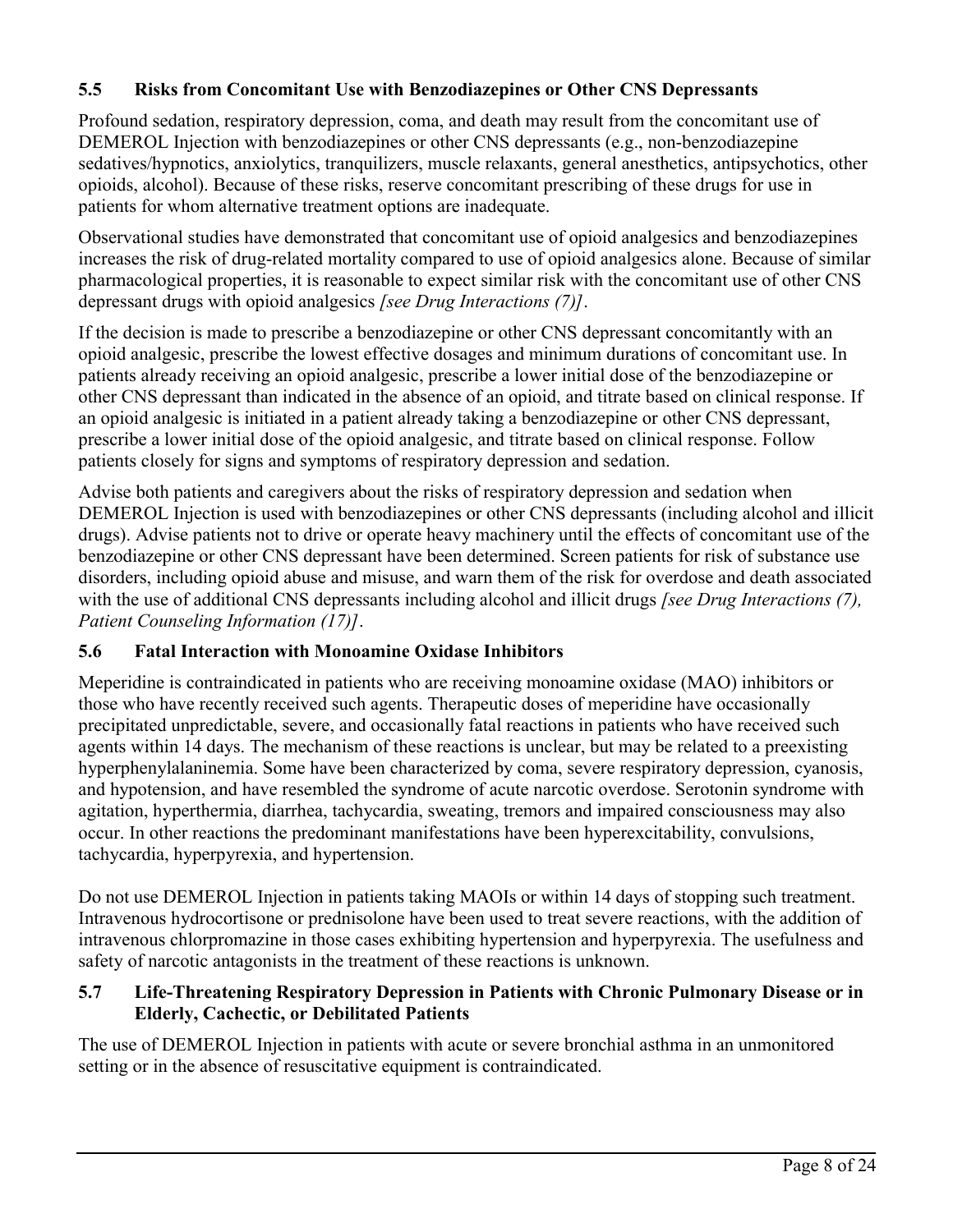### 5.5 Risks from Concomitant Use with Benzodiazepines or Other CNS Depressants

Profound sedation, respiratory depression, coma, and death may result from the concomitant use of DEMEROL Injection with benzodiazepines or other CNS depressants (e.g., non-benzodiazepine sedatives/hypnotics, anxiolytics, tranquilizers, muscle relaxants, general anesthetics, antipsychotics, other opioids, alcohol). Because of these risks, reserve concomitant prescribing of these drugs for use in patients for whom alternative treatment options are inadequate.

Observational studies have demonstrated that concomitant use of opioid analgesics and benzodiazepines increases the risk of drug-related mortality compared to use of opioid analgesics alone. Because of similar pharmacological properties, it is reasonable to expect similar risk with the concomitant use of other CNS depressant drugs with opioid analgesics *[see Drug Interactions (7)]*.

If the decision is made to prescribe a benzodiazepine or other CNS depressant concomitantly with an opioid analgesic, prescribe the lowest effective dosages and minimum durations of concomitant use. In patients already receiving an opioid analgesic, prescribe a lower initial dose of the benzodiazepine or other CNS depressant than indicated in the absence of an opioid, and titrate based on clinical response. If an opioid analgesic is initiated in a patient already taking a benzodiazepine or other CNS depressant, prescribe a lower initial dose of the opioid analgesic, and titrate based on clinical response. Follow patients closely for signs and symptoms of respiratory depression and sedation.

Advise both patients and caregivers about the risks of respiratory depression and sedation when DEMEROL Injection is used with benzodiazepines or other CNS depressants (including alcohol and illicit drugs). Advise patients not to drive or operate heavy machinery until the effects of concomitant use of the benzodiazepine or other CNS depressant have been determined. Screen patients for risk of substance use disorders, including opioid abuse and misuse, and warn them of the risk for overdose and death associated with the use of additional CNS depressants including alcohol and illicit drugs *[see Drug Interactions (7), Patient Counseling Information (17)]*.

### 5.6 Fatal Interaction with Monoamine Oxidase Inhibitors

Meperidine is contraindicated in patients who are receiving monoamine oxidase (MAO) inhibitors or those who have recently received such agents. Therapeutic doses of meperidine have occasionally precipitated unpredictable, severe, and occasionally fatal reactions in patients who have received such agents within 14 days. The mechanism of these reactions is unclear, but may be related to a preexisting hyperphenylalaninemia. Some have been characterized by coma, severe respiratory depression, cyanosis, and hypotension, and have resembled the syndrome of acute narcotic overdose. Serotonin syndrome with agitation, hyperthermia, diarrhea, tachycardia, sweating, tremors and impaired consciousness may also occur. In other reactions the predominant manifestations have been hyperexcitability, convulsions, tachycardia, hyperpyrexia, and hypertension.

Do not use DEMEROL Injection in patients taking MAOIs or within 14 days of stopping such treatment. Intravenous hydrocortisone or prednisolone have been used to treat severe reactions, with the addition of intravenous chlorpromazine in those cases exhibiting hypertension and hyperpyrexia. The usefulness and safety of narcotic antagonists in the treatment of these reactions is unknown.

### 5.7 Life-Threatening Respiratory Depression in Patients with Chronic Pulmonary Disease or in Elderly, Cachectic, or Debilitated Patients

The use of DEMEROL Injection in patients with acute or severe bronchial asthma in an unmonitored setting or in the absence of resuscitative equipment is contraindicated.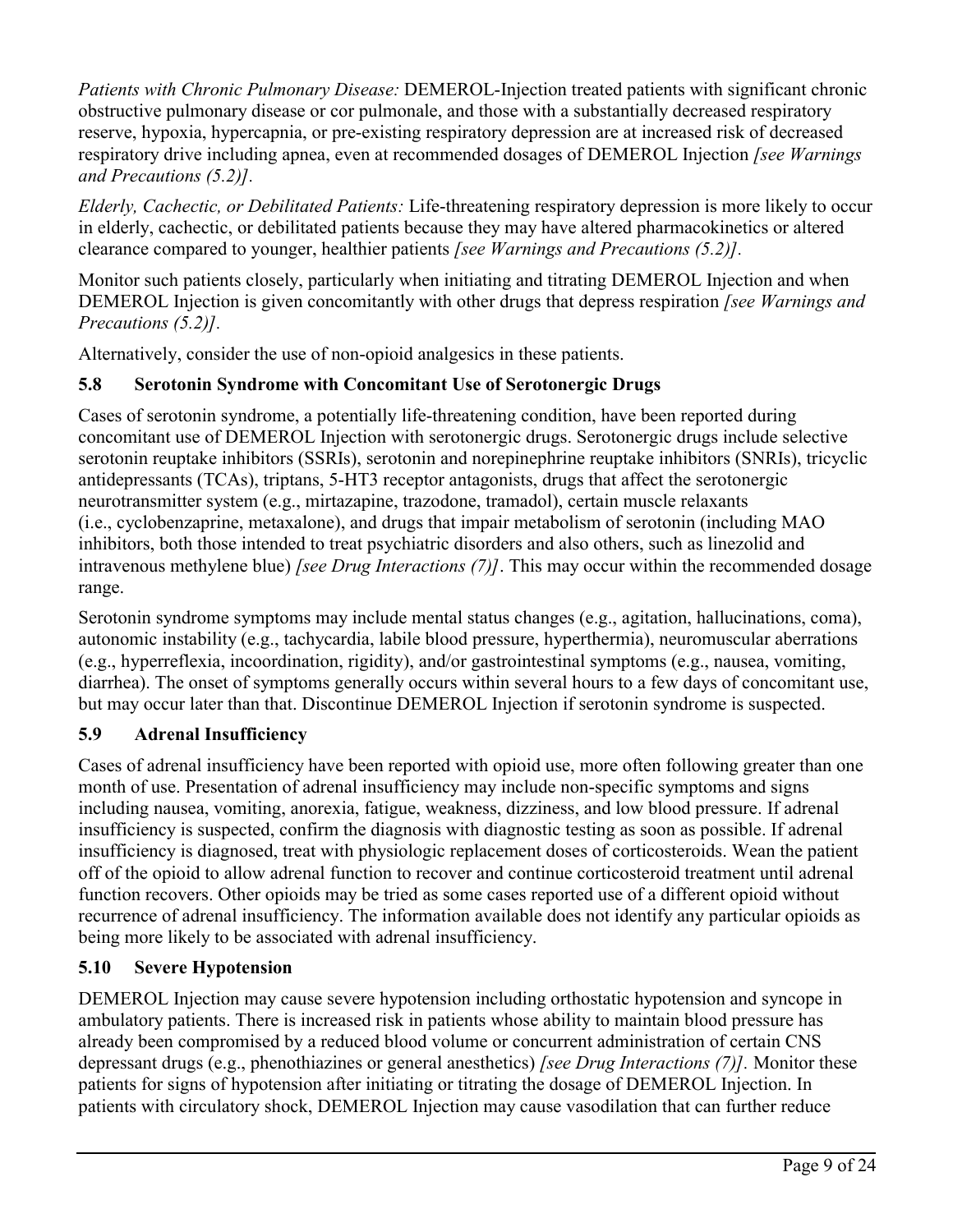*Patients with Chronic Pulmonary Disease:* DEMEROL-Injection treated patients with significant chronic obstructive pulmonary disease or cor pulmonale, and those with a substantially decreased respiratory reserve, hypoxia, hypercapnia, or pre-existing respiratory depression are at increased risk of decreased respiratory drive including apnea, even at recommended dosages of DEMEROL Injection *[see Warnings and Precautions (5.2)]*.

*Elderly, Cachectic, or Debilitated Patients:* Life-threatening respiratory depression is more likely to occur in elderly, cachectic, or debilitated patients because they may have altered pharmacokinetics or altered clearance compared to younger, healthier patients *[see Warnings and Precautions (5.2)]*.

Monitor such patients closely, particularly when initiating and titrating DEMEROL Injection and when DEMEROL Injection is given concomitantly with other drugs that depress respiration *[see Warnings and Precautions (5.2)]*.

Alternatively, consider the use of non-opioid analgesics in these patients.

### 5.8 Serotonin Syndrome with Concomitant Use of Serotonergic Drugs

Cases of serotonin syndrome, a potentially life-threatening condition, have been reported during concomitant use of DEMEROL Injection with serotonergic drugs. Serotonergic drugs include selective serotonin reuptake inhibitors (SSRIs), serotonin and norepinephrine reuptake inhibitors (SNRIs), tricyclic antidepressants (TCAs), triptans, 5-HT3 receptor antagonists, drugs that affect the serotonergic neurotransmitter system (e.g., mirtazapine, trazodone, tramadol), certain muscle relaxants (i.e., cyclobenzaprine, metaxalone), and drugs that impair metabolism of serotonin (including MAO inhibitors, both those intended to treat psychiatric disorders and also others, such as linezolid and intravenous methylene blue) *[see Drug Interactions (7)]*. This may occur within the recommended dosage range.

Serotonin syndrome symptoms may include mental status changes (e.g., agitation, hallucinations, coma), autonomic instability (e.g., tachycardia, labile blood pressure, hyperthermia), neuromuscular aberrations (e.g., hyperreflexia, incoordination, rigidity), and/or gastrointestinal symptoms (e.g., nausea, vomiting, diarrhea). The onset of symptoms generally occurs within several hours to a few days of concomitant use, but may occur later than that. Discontinue DEMEROL Injection if serotonin syndrome is suspected.

### 5.9 Adrenal Insufficiency

Cases of adrenal insufficiency have been reported with opioid use, more often following greater than one month of use. Presentation of adrenal insufficiency may include non-specific symptoms and signs including nausea, vomiting, anorexia, fatigue, weakness, dizziness, and low blood pressure. If adrenal insufficiency is suspected, confirm the diagnosis with diagnostic testing as soon as possible. If adrenal insufficiency is diagnosed, treat with physiologic replacement doses of corticosteroids. Wean the patient off of the opioid to allow adrenal function to recover and continue corticosteroid treatment until adrenal function recovers. Other opioids may be tried as some cases reported use of a different opioid without recurrence of adrenal insufficiency. The information available does not identify any particular opioids as being more likely to be associated with adrenal insufficiency.

### 5.10 Severe Hypotension

DEMEROL Injection may cause severe hypotension including orthostatic hypotension and syncope in ambulatory patients. There is increased risk in patients whose ability to maintain blood pressure has already been compromised by a reduced blood volume or concurrent administration of certain CNS depressant drugs (e.g., phenothiazines or general anesthetics) *[see Drug Interactions (7)]*. Monitor these patients for signs of hypotension after initiating or titrating the dosage of DEMEROL Injection. In patients with circulatory shock, DEMEROL Injection may cause vasodilation that can further reduce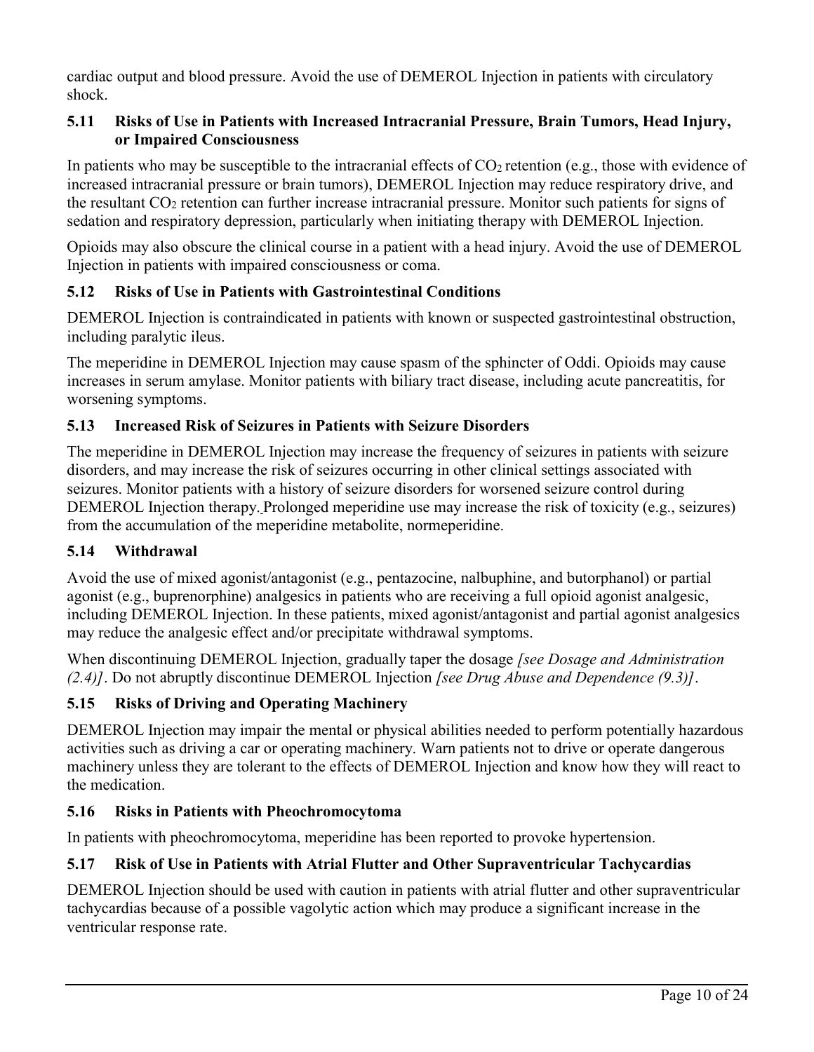cardiac output and blood pressure. Avoid the use of DEMEROL Injection in patients with circulatory shock.

### 5.11 Risks of Use in Patients with Increased Intracranial Pressure, Brain Tumors, Head Injury, or Impaired Consciousness

In patients who may be susceptible to the intracranial effects of $CO_2$ retention (e.g., those with evidence of increased intracranial pressure or brain tumors), DEMEROL Injection may reduce respiratory drive, and the resultant $CO_2$ retention can further increase intracranial pressure. Monitor such patients for signs of sedation and respiratory depression, particularly when initiating therapy with DEMEROL Injection.

Opioids may also obscure the clinical course in a patient with a head injury. Avoid the use of DEMEROL Injection in patients with impaired consciousness or coma.

### 5.12 Risks of Use in Patients with Gastrointestinal Conditions

DEMEROL Injection is contraindicated in patients with known or suspected gastrointestinal obstruction, including paralytic ileus.

The meperidine in DEMEROL Injection may cause spasm of the sphincter of Oddi. Opioids may cause increases in serum amylase. Monitor patients with biliary tract disease, including acute pancreatitis, for worsening symptoms.

### 5.13 Increased Risk of Seizures in Patients with Seizure Disorders

The meperidine in DEMEROL Injection may increase the frequency of seizures in patients with seizure disorders, and may increase the risk of seizures occurring in other clinical settings associated with seizures. Monitor patients with a history of seizure disorders for worsened seizure control during DEMEROL Injection therapy. Prolonged meperidine use may increase the risk of toxicity (e.g., seizures) from the accumulation of the meperidine metabolite, normeperidine.

### 5.14 Withdrawal

Avoid the use of mixed agonist/antagonist (e.g., pentazocine, nalbuphine, and butorphanol) or partial agonist (e.g., buprenorphine) analgesics in patients who are receiving a full opioid agonist analgesic, including DEMEROL Injection. In these patients, mixed agonist/antagonist and partial agonist analgesics may reduce the analgesic effect and/or precipitate withdrawal symptoms.

When discontinuing DEMEROL Injection, gradually taper the dosage *[see Dosage and Administration (2.4)]*. Do not abruptly discontinue DEMEROL Injection *[see Drug Abuse and Dependence (9.3)]*.

### 5.15 Risks of Driving and Operating Machinery

DEMEROL Injection may impair the mental or physical abilities needed to perform potentially hazardous activities such as driving a car or operating machinery. Warn patients not to drive or operate dangerous machinery unless they are tolerant to the effects of DEMEROL Injection and know how they will react to the medication.

### 5.16 Risks in Patients with Pheochromocytoma

In patients with pheochromocytoma, meperidine has been reported to provoke hypertension.

### 5.17 Risk of Use in Patients with Atrial Flutter and Other Supraventricular Tachycardias

DEMEROL Injection should be used with caution in patients with atrial flutter and other supraventricular tachycardias because of a possible vagolytic action which may produce a significant increase in the ventricular response rate.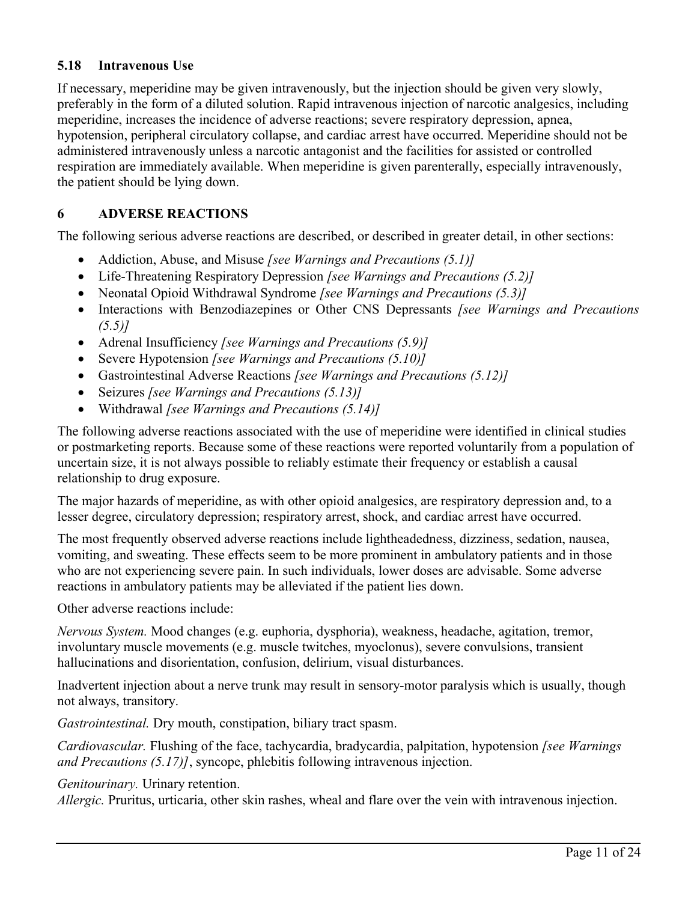### 5.18 Intravenous Use

If necessary, meperidine may be given intravenously, but the injection should be given very slowly, preferably in the form of a diluted solution. Rapid intravenous injection of narcotic analgesics, including meperidine, increases the incidence of adverse reactions; severe respiratory depression, apnea, hypotension, peripheral circulatory collapse, and cardiac arrest have occurred. Meperidine should not be administered intravenously unless a narcotic antagonist and the facilities for assisted or controlled respiration are immediately available. When meperidine is given parenterally, especially intravenously, the patient should be lying down.

## 6 ADVERSE REACTIONS

The following serious adverse reactions are described, or described in greater detail, in other sections:

- Addiction, Abuse, and Misuse *[see Warnings and Precautions (5.1)]*
- Life-Threatening Respiratory Depression *[see Warnings and Precautions (5.2)]*
- Neonatal Opioid Withdrawal Syndrome *[see Warnings and Precautions (5.3)]*
- Interactions with Benzodiazepines or Other CNS Depressants *[see Warnings and Precautions (5.5)]*
- Adrenal Insufficiency *[see Warnings and Precautions (5.9)]*
- Severe Hypotension *[see Warnings and Precautions (5.10)]*
- Gastrointestinal Adverse Reactions *[see Warnings and Precautions (5.12)]*
- Seizures *[see Warnings and Precautions (5.13)]*
- Withdrawal *[see Warnings and Precautions (5.14)]*

The following adverse reactions associated with the use of meperidine were identified in clinical studies or postmarketing reports. Because some of these reactions were reported voluntarily from a population of uncertain size, it is not always possible to reliably estimate their frequency or establish a causal relationship to drug exposure.

The major hazards of meperidine, as with other opioid analgesics, are respiratory depression and, to a lesser degree, circulatory depression; respiratory arrest, shock, and cardiac arrest have occurred.

The most frequently observed adverse reactions include lightheadedness, dizziness, sedation, nausea, vomiting, and sweating. These effects seem to be more prominent in ambulatory patients and in those who are not experiencing severe pain. In such individuals, lower doses are advisable. Some adverse reactions in ambulatory patients may be alleviated if the patient lies down.

Other adverse reactions include:

*Nervous System.* Mood changes (e.g. euphoria, dysphoria), weakness, headache, agitation, tremor, involuntary muscle movements (e.g. muscle twitches, myoclonus), severe convulsions, transient hallucinations and disorientation, confusion, delirium, visual disturbances.

Inadvertent injection about a nerve trunk may result in sensory-motor paralysis which is usually, though not always, transitory.

*Gastrointestinal.* Dry mouth, constipation, biliary tract spasm.

*Cardiovascular.* Flushing of the face, tachycardia, bradycardia, palpitation, hypotension *[see Warnings and Precautions (5.17)]*, syncope, phlebitis following intravenous injection.

*Genitourinary.* Urinary retention.

*Allergic.* Pruritus, urticaria, other skin rashes, wheal and flare over the vein with intravenous injection.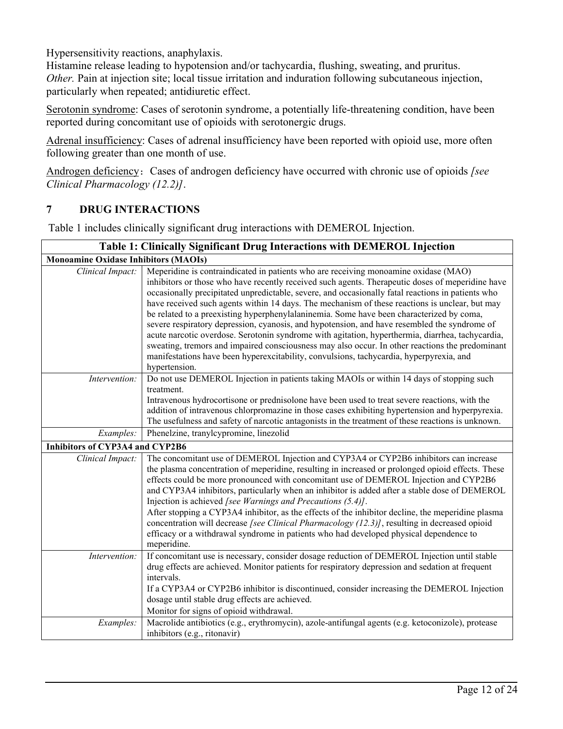Hypersensitivity reactions, anaphylaxis.
Histamine release leading to hypotension and/or tachycardia, flushing, sweating, and pruritus.
*Other.* Pain at injection site; local tissue irritation and induration following subcutaneous injection, particularly when repeated; antidiuretic effect.

Serotonin syndrome: Cases of serotonin syndrome, a potentially life-threatening condition, have been reported during concomitant use of opioids with serotonergic drugs.

Adrenal insufficiency: Cases of adrenal insufficiency have been reported with opioid use, more often following greater than one month of use.

Androgen deficiency：Cases of androgen deficiency have occurred with chronic use of opioids *[see Clinical Pharmacology (12.2)]*.

## 7 DRUG INTERACTIONS

Table 1 includes clinically significant drug interactions with DEMEROL Injection.

| **Table 1: Clinically Significant Drug Interactions with DEMEROL Injection** | |
|---|---|
| **Monoamine Oxidase Inhibitors (MAOIs)** | |
| *Clinical Impact:* | Meperidine is contraindicated in patients who are receiving monoamine oxidase (MAO) inhibitors or those who have recently received such agents. Therapeutic doses of meperidine have occasionally precipitated unpredictable, severe, and occasionally fatal reactions in patients who have received such agents within 14 days. The mechanism of these reactions is unclear, but may be related to a preexisting hyperphenylalaninemia. Some have been characterized by coma, severe respiratory depression, cyanosis, and hypotension, and have resembled the syndrome of acute narcotic overdose. Serotonin syndrome with agitation, hyperthermia, diarrhea, tachycardia, sweating, tremors and impaired consciousness may also occur. In other reactions the predominant manifestations have been hyperexcitability, convulsions, tachycardia, hyperpyrexia, and hypertension. |
| *Intervention:* | Do not use DEMEROL Injection in patients taking MAOIs or within 14 days of stopping such treatment.<br>Intravenous hydrocortisone or prednisolone have been used to treat severe reactions, with the addition of intravenous chlorpromazine in those cases exhibiting hypertension and hyperpyrexia. The usefulness and safety of narcotic antagonists in the treatment of these reactions is unknown. |
| *Examples:* | Phenelzine, tranylcypromine, linezolid |
| **Inhibitors of CYP3A4 and CYP2B6** | |
| *Clinical Impact:* | The concomitant use of DEMEROL Injection and CYP3A4 or CYP2B6 inhibitors can increase the plasma concentration of meperidine, resulting in increased or prolonged opioid effects. These effects could be more pronounced with concomitant use of DEMEROL Injection and CYP2B6 and CYP3A4 inhibitors, particularly when an inhibitor is added after a stable dose of DEMEROL Injection is achieved *[see Warnings and Precautions (5.4)]*.<br>After stopping a CYP3A4 inhibitor, as the effects of the inhibitor decline, the meperidine plasma concentration will decrease *[see Clinical Pharmacology (12.3)]*, resulting in decreased opioid efficacy or a withdrawal syndrome in patients who had developed physical dependence to meperidine. |
| *Intervention:* | If concomitant use is necessary, consider dosage reduction of DEMEROL Injection until stable drug effects are achieved. Monitor patients for respiratory depression and sedation at frequent intervals.<br>If a CYP3A4 or CYP2B6 inhibitor is discontinued, consider increasing the DEMEROL Injection dosage until stable drug effects are achieved.<br>Monitor for signs of opioid withdrawal. |
| *Examples:* | Macrolide antibiotics (e.g., erythromycin), azole-antifungal agents (e.g. ketoconizole), protease inhibitors (e.g., ritonavir) |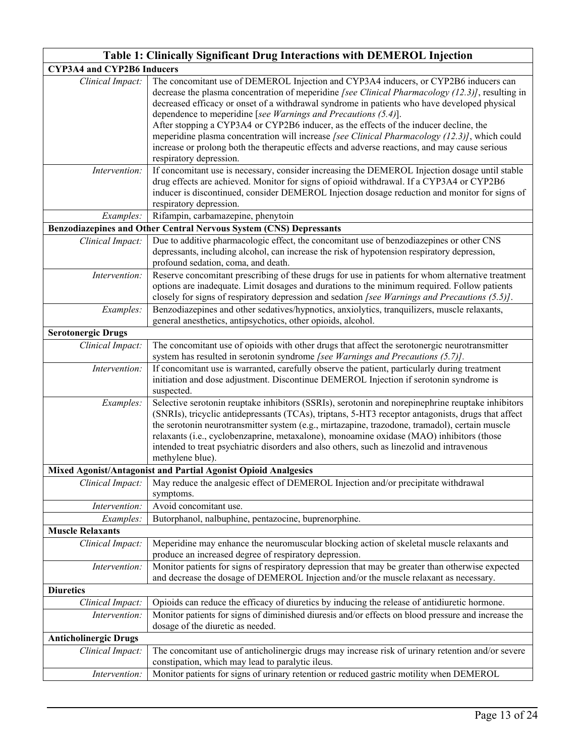| **Table 1: Clinically Significant Drug Interactions with DEMEROL Injection** | |
|---|---|
| **CYP3A4 and CYP2B6 Inducers** | |
| *Clinical Impact:* | The concomitant use of DEMEROL Injection and CYP3A4 inducers, or CYP2B6 inducers can decrease the plasma concentration of meperidine *[see Clinical Pharmacology (12.3)]*, resulting in decreased efficacy or onset of a withdrawal syndrome in patients who have developed physical dependence to meperidine [*see Warnings and Precautions (5.4)*].<br>After stopping a CYP3A4 or CYP2B6 inducer, as the effects of the inducer decline, the meperidine plasma concentration will increase *[see Clinical Pharmacology (12.3)]*, which could increase or prolong both the therapeutic effects and adverse reactions, and may cause serious respiratory depression. |
| *Intervention:* | If concomitant use is necessary, consider increasing the DEMEROL Injection dosage until stable drug effects are achieved. Monitor for signs of opioid withdrawal. If a CYP3A4 or CYP2B6 inducer is discontinued, consider DEMEROL Injection dosage reduction and monitor for signs of respiratory depression. |
| *Examples:* | Rifampin, carbamazepine, phenytoin |
| **Benzodiazepines and Other Central Nervous System (CNS) Depressants** | |
| *Clinical Impact:* | Due to additive pharmacologic effect, the concomitant use of benzodiazepines or other CNS depressants, including alcohol, can increase the risk of hypotension respiratory depression, profound sedation, coma, and death. |
| *Intervention:* | Reserve concomitant prescribing of these drugs for use in patients for whom alternative treatment options are inadequate. Limit dosages and durations to the minimum required. Follow patients closely for signs of respiratory depression and sedation *[see Warnings and Precautions (5.5)]*. |
| *Examples:* | Benzodiazepines and other sedatives/hypnotics, anxiolytics, tranquilizers, muscle relaxants, general anesthetics, antipsychotics, other opioids, alcohol. |
| **Serotonergic Drugs** | |
| *Clinical Impact:* | The concomitant use of opioids with other drugs that affect the serotonergic neurotransmitter system has resulted in serotonin syndrome *[see Warnings and Precautions (5.7)].* |
| *Intervention:* | If concomitant use is warranted, carefully observe the patient, particularly during treatment initiation and dose adjustment. Discontinue DEMEROL Injection if serotonin syndrome is suspected. |
| *Examples:* | Selective serotonin reuptake inhibitors (SSRIs), serotonin and norepinephrine reuptake inhibitors (SNRIs), tricyclic antidepressants (TCAs), triptans, 5-HT3 receptor antagonists, drugs that affect the serotonin neurotransmitter system (e.g., mirtazapine, trazodone, tramadol), certain muscle relaxants (i.e., cyclobenzaprine, metaxalone), monoamine oxidase (MAO) inhibitors (those intended to treat psychiatric disorders and also others, such as linezolid and intravenous methylene blue). |
| **Mixed Agonist/Antagonist and Partial Agonist Opioid Analgesics** | |
| *Clinical Impact:* | May reduce the analgesic effect of DEMEROL Injection and/or precipitate withdrawal symptoms. |
| *Intervention:* | Avoid concomitant use. |
| *Examples:* | Butorphanol, nalbuphine, pentazocine, buprenorphine. |
| **Muscle Relaxants** | |
| *Clinical Impact:* | Meperidine may enhance the neuromuscular blocking action of skeletal muscle relaxants and produce an increased degree of respiratory depression. |
| *Intervention:* | Monitor patients for signs of respiratory depression that may be greater than otherwise expected and decrease the dosage of DEMEROL Injection and/or the muscle relaxant as necessary. |
| **Diuretics** | |
| *Clinical Impact:* | Opioids can reduce the efficacy of diuretics by inducing the release of antidiuretic hormone. |
| *Intervention:* | Monitor patients for signs of diminished diuresis and/or effects on blood pressure and increase the dosage of the diuretic as needed. |
| **Anticholinergic Drugs** | |
| *Clinical Impact:* | The concomitant use of anticholinergic drugs may increase risk of urinary retention and/or severe constipation, which may lead to paralytic ileus. |
| *Intervention:* | Monitor patients for signs of urinary retention or reduced gastric motility when DEMEROL |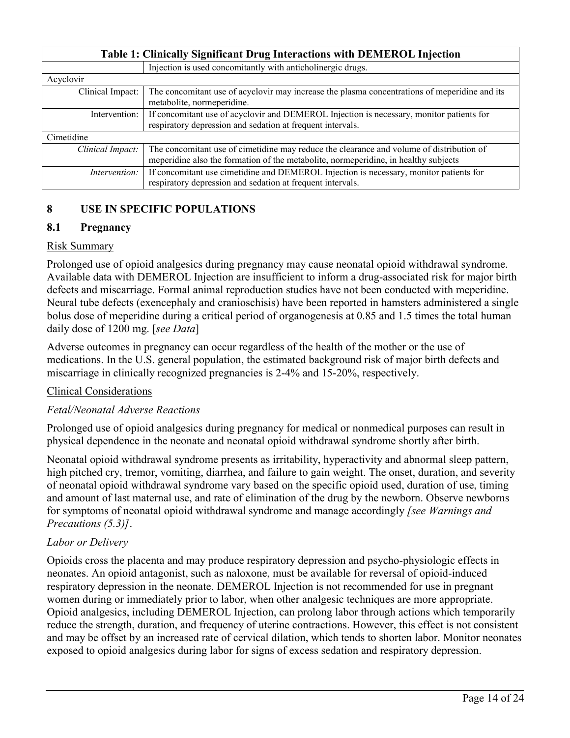| Table 1: Clinically Significant Drug Interactions with DEMEROL Injection | |
|---|---|
| | Injection is used concomitantly with anticholinergic drugs. |
| Acyclovir | |
| Clinical Impact: | The concomitant use of acyclovir may increase the plasma concentrations of meperidine and its metabolite, normeperidine. |
| Intervention: | If concomitant use of acyclovir and DEMEROL Injection is necessary, monitor patients for respiratory depression and sedation at frequent intervals. |
| Cimetidine | |
| *Clinical Impact:* | The concomitant use of cimetidine may reduce the clearance and volume of distribution of meperidine also the formation of the metabolite, normeperidine, in healthy subjects |
| *Intervention:* | If concomitant use cimetidine and DEMEROL Injection is necessary, monitor patients for respiratory depression and sedation at frequent intervals. |

## 8 USE IN SPECIFIC POPULATIONS

### 8.1 Pregnancy

Risk Summary

Prolonged use of opioid analgesics during pregnancy may cause neonatal opioid withdrawal syndrome. Available data with DEMEROL Injection are insufficient to inform a drug-associated risk for major birth defects and miscarriage. Formal animal reproduction studies have not been conducted with meperidine. Neural tube defects (exencephaly and cranioschisis) have been reported in hamsters administered a single bolus dose of meperidine during a critical period of organogenesis at 0.85 and 1.5 times the total human daily dose of 1200 mg. [*see Data*]

Adverse outcomes in pregnancy can occur regardless of the health of the mother or the use of medications. In the U.S. general population, the estimated background risk of major birth defects and miscarriage in clinically recognized pregnancies is 2-4% and 15-20%, respectively.

Clinical Considerations

*Fetal/Neonatal Adverse Reactions*

Prolonged use of opioid analgesics during pregnancy for medical or nonmedical purposes can result in physical dependence in the neonate and neonatal opioid withdrawal syndrome shortly after birth.

Neonatal opioid withdrawal syndrome presents as irritability, hyperactivity and abnormal sleep pattern, high pitched cry, tremor, vomiting, diarrhea, and failure to gain weight. The onset, duration, and severity of neonatal opioid withdrawal syndrome vary based on the specific opioid used, duration of use, timing and amount of last maternal use, and rate of elimination of the drug by the newborn. Observe newborns for symptoms of neonatal opioid withdrawal syndrome and manage accordingly *[see Warnings and Precautions (5.3)]*.

*Labor or Delivery*

Opioids cross the placenta and may produce respiratory depression and psycho-physiologic effects in neonates. An opioid antagonist, such as naloxone, must be available for reversal of opioid-induced respiratory depression in the neonate. DEMEROL Injection is not recommended for use in pregnant women during or immediately prior to labor, when other analgesic techniques are more appropriate. Opioid analgesics, including DEMEROL Injection, can prolong labor through actions which temporarily reduce the strength, duration, and frequency of uterine contractions. However, this effect is not consistent and may be offset by an increased rate of cervical dilation, which tends to shorten labor. Monitor neonates exposed to opioid analgesics during labor for signs of excess sedation and respiratory depression.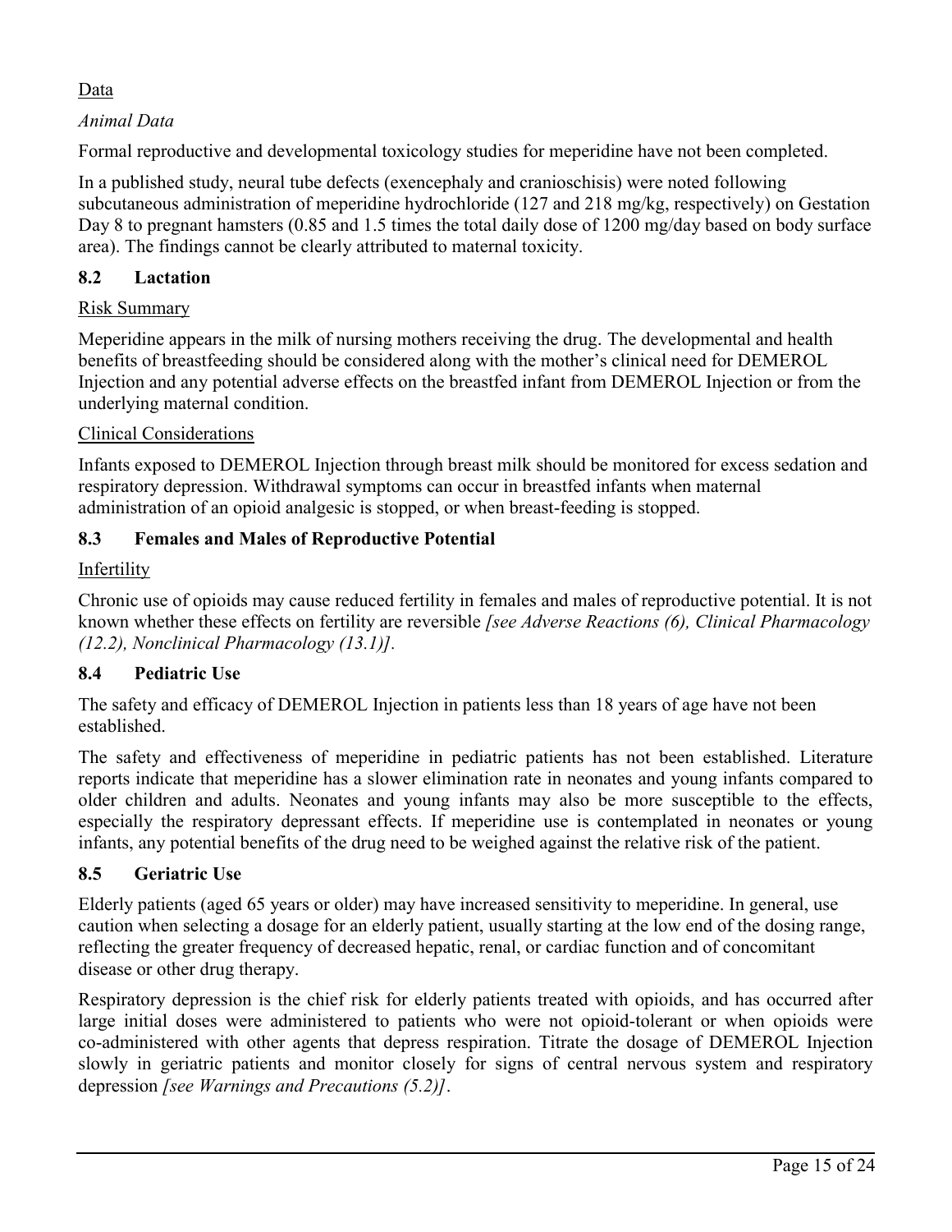Data

*Animal Data*

Formal reproductive and developmental toxicology studies for meperidine have not been completed.

In a published study, neural tube defects (exencephaly and cranioschisis) were noted following subcutaneous administration of meperidine hydrochloride (127 and 218 mg/kg, respectively) on Gestation Day 8 to pregnant hamsters (0.85 and 1.5 times the total daily dose of 1200 mg/day based on body surface area). The findings cannot be clearly attributed to maternal toxicity.

## 8.2 Lactation

Risk Summary

Meperidine appears in the milk of nursing mothers receiving the drug. The developmental and health benefits of breastfeeding should be considered along with the mother's clinical need for DEMEROL Injection and any potential adverse effects on the breastfed infant from DEMEROL Injection or from the underlying maternal condition.

Clinical Considerations

Infants exposed to DEMEROL Injection through breast milk should be monitored for excess sedation and respiratory depression. Withdrawal symptoms can occur in breastfed infants when maternal administration of an opioid analgesic is stopped, or when breast-feeding is stopped.

## 8.3 Females and Males of Reproductive Potential

Infertility

Chronic use of opioids may cause reduced fertility in females and males of reproductive potential. It is not known whether these effects on fertility are reversible *[see Adverse Reactions (6), Clinical Pharmacology (12.2), Nonclinical Pharmacology (13.1)]*.

## 8.4 Pediatric Use

The safety and efficacy of DEMEROL Injection in patients less than 18 years of age have not been established.

The safety and effectiveness of meperidine in pediatric patients has not been established. Literature reports indicate that meperidine has a slower elimination rate in neonates and young infants compared to older children and adults. Neonates and young infants may also be more susceptible to the effects, especially the respiratory depressant effects. If meperidine use is contemplated in neonates or young infants, any potential benefits of the drug need to be weighed against the relative risk of the patient.

## 8.5 Geriatric Use

Elderly patients (aged 65 years or older) may have increased sensitivity to meperidine. In general, use caution when selecting a dosage for an elderly patient, usually starting at the low end of the dosing range, reflecting the greater frequency of decreased hepatic, renal, or cardiac function and of concomitant disease or other drug therapy.

Respiratory depression is the chief risk for elderly patients treated with opioids, and has occurred after large initial doses were administered to patients who were not opioid-tolerant or when opioids were co-administered with other agents that depress respiration. Titrate the dosage of DEMEROL Injection slowly in geriatric patients and monitor closely for signs of central nervous system and respiratory depression *[see Warnings and Precautions (5.2)]*.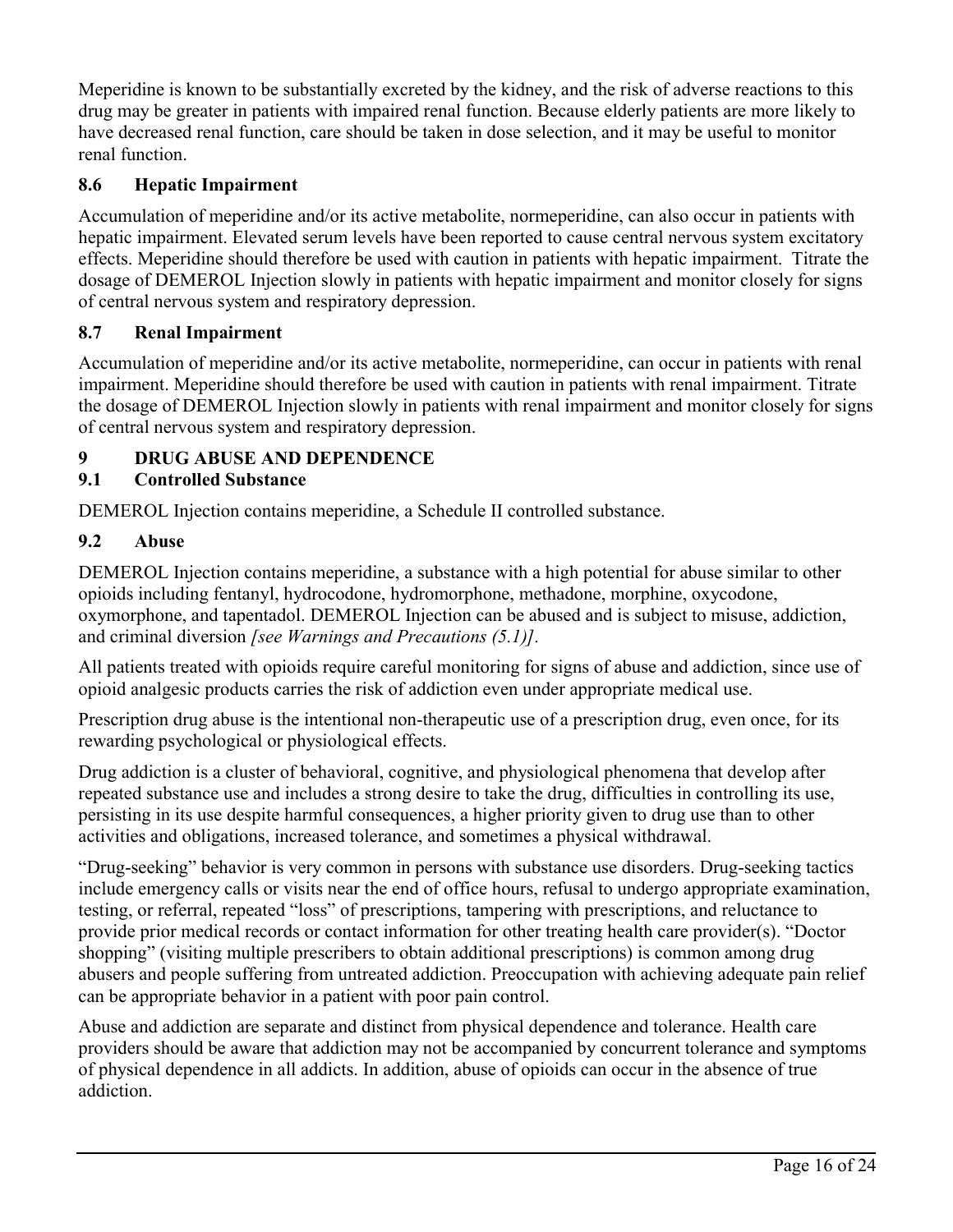Meperidine is known to be substantially excreted by the kidney, and the risk of adverse reactions to this drug may be greater in patients with impaired renal function. Because elderly patients are more likely to have decreased renal function, care should be taken in dose selection, and it may be useful to monitor renal function.

### 8.6 Hepatic Impairment

Accumulation of meperidine and/or its active metabolite, normeperidine, can also occur in patients with hepatic impairment. Elevated serum levels have been reported to cause central nervous system excitatory effects. Meperidine should therefore be used with caution in patients with hepatic impairment. Titrate the dosage of DEMEROL Injection slowly in patients with hepatic impairment and monitor closely for signs of central nervous system and respiratory depression.

### 8.7 Renal Impairment

Accumulation of meperidine and/or its active metabolite, normeperidine, can occur in patients with renal impairment. Meperidine should therefore be used with caution in patients with renal impairment. Titrate the dosage of DEMEROL Injection slowly in patients with renal impairment and monitor closely for signs of central nervous system and respiratory depression.

## 9 DRUG ABUSE AND DEPENDENCE

### 9.1 Controlled Substance

DEMEROL Injection contains meperidine, a Schedule II controlled substance.

### 9.2 Abuse

DEMEROL Injection contains meperidine, a substance with a high potential for abuse similar to other opioids including fentanyl, hydrocodone, hydromorphone, methadone, morphine, oxycodone, oxymorphone, and tapentadol. DEMEROL Injection can be abused and is subject to misuse, addiction, and criminal diversion *[see Warnings and Precautions (5.1)]*.

All patients treated with opioids require careful monitoring for signs of abuse and addiction, since use of opioid analgesic products carries the risk of addiction even under appropriate medical use.

Prescription drug abuse is the intentional non-therapeutic use of a prescription drug, even once, for its rewarding psychological or physiological effects.

Drug addiction is a cluster of behavioral, cognitive, and physiological phenomena that develop after repeated substance use and includes a strong desire to take the drug, difficulties in controlling its use, persisting in its use despite harmful consequences, a higher priority given to drug use than to other activities and obligations, increased tolerance, and sometimes a physical withdrawal.

"Drug-seeking" behavior is very common in persons with substance use disorders. Drug-seeking tactics include emergency calls or visits near the end of office hours, refusal to undergo appropriate examination, testing, or referral, repeated "loss" of prescriptions, tampering with prescriptions, and reluctance to provide prior medical records or contact information for other treating health care provider(s). "Doctor shopping" (visiting multiple prescribers to obtain additional prescriptions) is common among drug abusers and people suffering from untreated addiction. Preoccupation with achieving adequate pain relief can be appropriate behavior in a patient with poor pain control.

Abuse and addiction are separate and distinct from physical dependence and tolerance. Health care providers should be aware that addiction may not be accompanied by concurrent tolerance and symptoms of physical dependence in all addicts. In addition, abuse of opioids can occur in the absence of true addiction.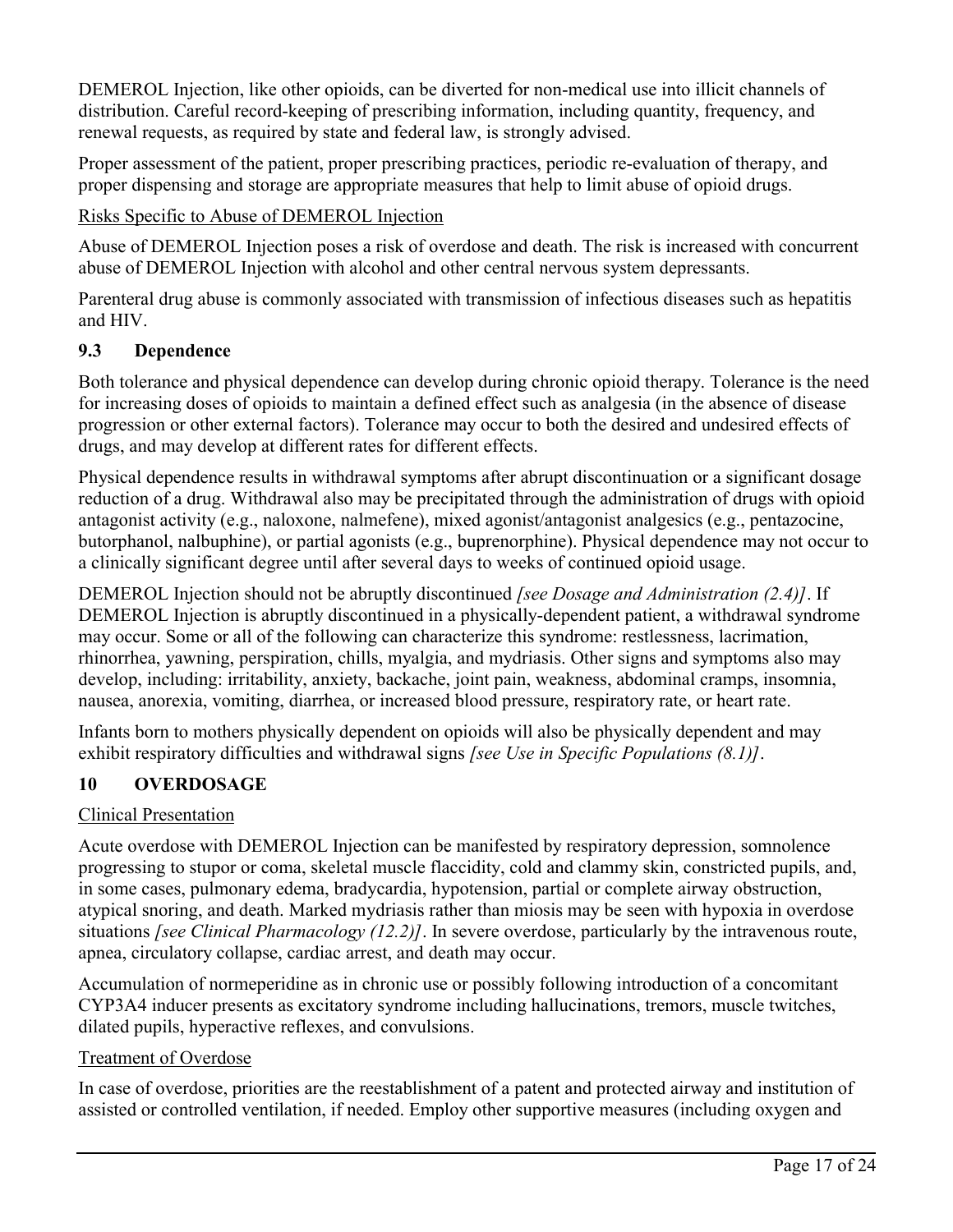DEMEROL Injection, like other opioids, can be diverted for non-medical use into illicit channels of distribution. Careful record-keeping of prescribing information, including quantity, frequency, and renewal requests, as required by state and federal law, is strongly advised.

Proper assessment of the patient, proper prescribing practices, periodic re-evaluation of therapy, and proper dispensing and storage are appropriate measures that help to limit abuse of opioid drugs.

Risks Specific to Abuse of DEMEROL Injection

Abuse of DEMEROL Injection poses a risk of overdose and death. The risk is increased with concurrent abuse of DEMEROL Injection with alcohol and other central nervous system depressants.

Parenteral drug abuse is commonly associated with transmission of infectious diseases such as hepatitis and HIV.

### 9.3 Dependence

Both tolerance and physical dependence can develop during chronic opioid therapy. Tolerance is the need for increasing doses of opioids to maintain a defined effect such as analgesia (in the absence of disease progression or other external factors). Tolerance may occur to both the desired and undesired effects of drugs, and may develop at different rates for different effects.

Physical dependence results in withdrawal symptoms after abrupt discontinuation or a significant dosage reduction of a drug. Withdrawal also may be precipitated through the administration of drugs with opioid antagonist activity (e.g., naloxone, nalmefene), mixed agonist/antagonist analgesics (e.g., pentazocine, butorphanol, nalbuphine), or partial agonists (e.g., buprenorphine). Physical dependence may not occur to a clinically significant degree until after several days to weeks of continued opioid usage.

DEMEROL Injection should not be abruptly discontinued *[see Dosage and Administration (2.4)]*. If DEMEROL Injection is abruptly discontinued in a physically-dependent patient, a withdrawal syndrome may occur. Some or all of the following can characterize this syndrome: restlessness, lacrimation, rhinorrhea, yawning, perspiration, chills, myalgia, and mydriasis. Other signs and symptoms also may develop, including: irritability, anxiety, backache, joint pain, weakness, abdominal cramps, insomnia, nausea, anorexia, vomiting, diarrhea, or increased blood pressure, respiratory rate, or heart rate.

Infants born to mothers physically dependent on opioids will also be physically dependent and may exhibit respiratory difficulties and withdrawal signs *[see Use in Specific Populations (8.1)]*.

## 10 OVERDOSAGE

Clinical Presentation

Acute overdose with DEMEROL Injection can be manifested by respiratory depression, somnolence progressing to stupor or coma, skeletal muscle flaccidity, cold and clammy skin, constricted pupils, and, in some cases, pulmonary edema, bradycardia, hypotension, partial or complete airway obstruction, atypical snoring, and death. Marked mydriasis rather than miosis may be seen with hypoxia in overdose situations *[see Clinical Pharmacology (12.2)]*. In severe overdose, particularly by the intravenous route, apnea, circulatory collapse, cardiac arrest, and death may occur.

Accumulation of normeperidine as in chronic use or possibly following introduction of a concomitant CYP3A4 inducer presents as excitatory syndrome including hallucinations, tremors, muscle twitches, dilated pupils, hyperactive reflexes, and convulsions.

Treatment of Overdose

In case of overdose, priorities are the reestablishment of a patent and protected airway and institution of assisted or controlled ventilation, if needed. Employ other supportive measures (including oxygen and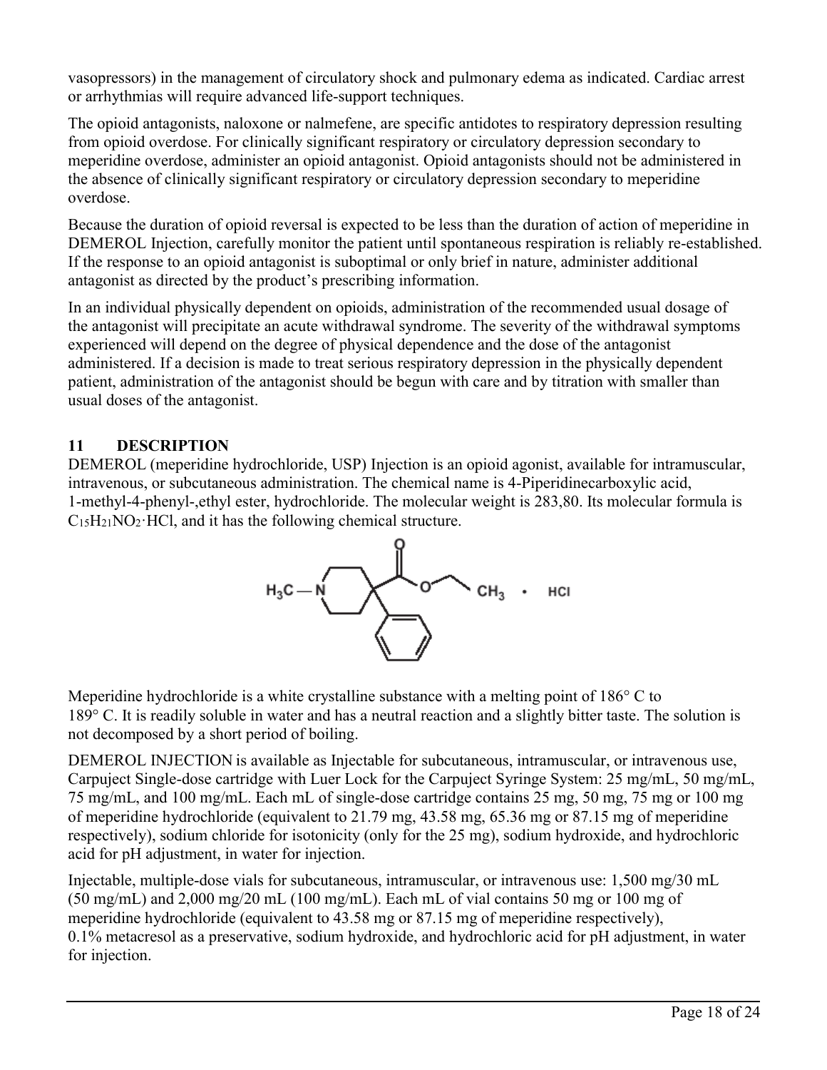vasopressors) in the management of circulatory shock and pulmonary edema as indicated. Cardiac arrest or arrhythmias will require advanced life-support techniques.

The opioid antagonists, naloxone or nalmefene, are specific antidotes to respiratory depression resulting from opioid overdose. For clinically significant respiratory or circulatory depression secondary to meperidine overdose, administer an opioid antagonist. Opioid antagonists should not be administered in the absence of clinically significant respiratory or circulatory depression secondary to meperidine overdose.

Because the duration of opioid reversal is expected to be less than the duration of action of meperidine in DEMEROL Injection, carefully monitor the patient until spontaneous respiration is reliably re-established. If the response to an opioid antagonist is suboptimal or only brief in nature, administer additional antagonist as directed by the product's prescribing information.

In an individual physically dependent on opioids, administration of the recommended usual dosage of the antagonist will precipitate an acute withdrawal syndrome. The severity of the withdrawal symptoms experienced will depend on the degree of physical dependence and the dose of the antagonist administered. If a decision is made to treat serious respiratory depression in the physically dependent patient, administration of the antagonist should be begun with care and by titration with smaller than usual doses of the antagonist.

## 11 DESCRIPTION

DEMEROL (meperidine hydrochloride, USP) Injection is an opioid agonist, available for intramuscular, intravenous, or subcutaneous administration. The chemical name is 4-Piperidinecarboxylic acid, 1-methyl-4-phenyl-,ethyl ester, hydrochloride. The molecular weight is 283,80. Its molecular formula is $C_{15}H_{21}NO_2 \cdot HCl$, and it has the following chemical structure.

Meperidine hydrochloride is a white crystalline substance with a melting point of 186° C to 189° C. It is readily soluble in water and has a neutral reaction and a slightly bitter taste. The solution is not decomposed by a short period of boiling.

DEMEROL INJECTION is available as Injectable for subcutaneous, intramuscular, or intravenous use, Carpuject Single-dose cartridge with Luer Lock for the Carpuject Syringe System: 25 mg/mL, 50 mg/mL, 75 mg/mL, and 100 mg/mL. Each mL of single-dose cartridge contains 25 mg, 50 mg, 75 mg or 100 mg of meperidine hydrochloride (equivalent to 21.79 mg, 43.58 mg, 65.36 mg or 87.15 mg of meperidine respectively), sodium chloride for isotonicity (only for the 25 mg), sodium hydroxide, and hydrochloric acid for pH adjustment, in water for injection.

Injectable, multiple-dose vials for subcutaneous, intramuscular, or intravenous use: 1,500 mg/30 mL (50 mg/mL) and 2,000 mg/20 mL (100 mg/mL). Each mL of vial contains 50 mg or 100 mg of meperidine hydrochloride (equivalent to 43.58 mg or 87.15 mg of meperidine respectively), 0.1% metacresol as a preservative, sodium hydroxide, and hydrochloric acid for pH adjustment, in water for injection.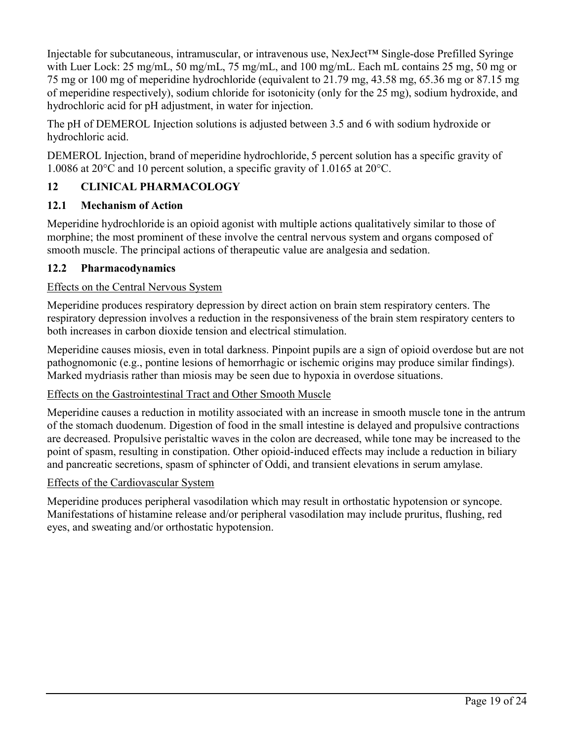Injectable for subcutaneous, intramuscular, or intravenous use, NexJect™ Single-dose Prefilled Syringe with Luer Lock: 25 mg/mL, 50 mg/mL, 75 mg/mL, and 100 mg/mL. Each mL contains 25 mg, 50 mg or 75 mg or 100 mg of meperidine hydrochloride (equivalent to 21.79 mg, 43.58 mg, 65.36 mg or 87.15 mg of meperidine respectively), sodium chloride for isotonicity (only for the 25 mg), sodium hydroxide, and hydrochloric acid for pH adjustment, in water for injection.

The pH of DEMEROL Injection solutions is adjusted between 3.5 and 6 with sodium hydroxide or hydrochloric acid.

DEMEROL Injection, brand of meperidine hydrochloride, 5 percent solution has a specific gravity of 1.0086 at 20°C and 10 percent solution, a specific gravity of 1.0165 at 20°C.

## 12 CLINICAL PHARMACOLOGY

### 12.1 Mechanism of Action

Meperidine hydrochloride is an opioid agonist with multiple actions qualitatively similar to those of morphine; the most prominent of these involve the central nervous system and organs composed of smooth muscle. The principal actions of therapeutic value are analgesia and sedation.

### 12.2 Pharmacodynamics

Effects on the Central Nervous System

Meperidine produces respiratory depression by direct action on brain stem respiratory centers. The respiratory depression involves a reduction in the responsiveness of the brain stem respiratory centers to both increases in carbon dioxide tension and electrical stimulation.

Meperidine causes miosis, even in total darkness. Pinpoint pupils are a sign of opioid overdose but are not pathognomonic (e.g., pontine lesions of hemorrhagic or ischemic origins may produce similar findings). Marked mydriasis rather than miosis may be seen due to hypoxia in overdose situations.

Effects on the Gastrointestinal Tract and Other Smooth Muscle

Meperidine causes a reduction in motility associated with an increase in smooth muscle tone in the antrum of the stomach duodenum. Digestion of food in the small intestine is delayed and propulsive contractions are decreased. Propulsive peristaltic waves in the colon are decreased, while tone may be increased to the point of spasm, resulting in constipation. Other opioid-induced effects may include a reduction in biliary and pancreatic secretions, spasm of sphincter of Oddi, and transient elevations in serum amylase.

Effects of the Cardiovascular System

Meperidine produces peripheral vasodilation which may result in orthostatic hypotension or syncope. Manifestations of histamine release and/or peripheral vasodilation may include pruritus, flushing, red eyes, and sweating and/or orthostatic hypotension.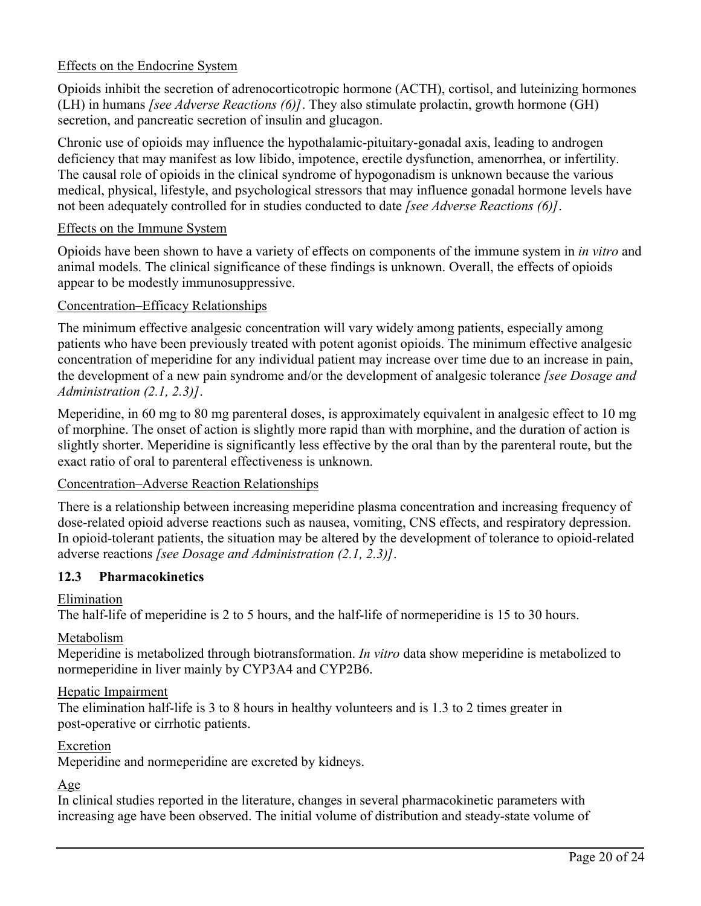Effects on the Endocrine System

Opioids inhibit the secretion of adrenocorticotropic hormone (ACTH), cortisol, and luteinizing hormones (LH) in humans *[see Adverse Reactions (6)]*. They also stimulate prolactin, growth hormone (GH) secretion, and pancreatic secretion of insulin and glucagon.

Chronic use of opioids may influence the hypothalamic-pituitary-gonadal axis, leading to androgen deficiency that may manifest as low libido, impotence, erectile dysfunction, amenorrhea, or infertility. The causal role of opioids in the clinical syndrome of hypogonadism is unknown because the various medical, physical, lifestyle, and psychological stressors that may influence gonadal hormone levels have not been adequately controlled for in studies conducted to date *[see Adverse Reactions (6)]*.

Effects on the Immune System

Opioids have been shown to have a variety of effects on components of the immune system in *in vitro* and animal models. The clinical significance of these findings is unknown. Overall, the effects of opioids appear to be modestly immunosuppressive.

Concentration–Efficacy Relationships

The minimum effective analgesic concentration will vary widely among patients, especially among patients who have been previously treated with potent agonist opioids. The minimum effective analgesic concentration of meperidine for any individual patient may increase over time due to an increase in pain, the development of a new pain syndrome and/or the development of analgesic tolerance *[see Dosage and Administration (2.1, 2.3)]*.

Meperidine, in 60 mg to 80 mg parenteral doses, is approximately equivalent in analgesic effect to 10 mg of morphine. The onset of action is slightly more rapid than with morphine, and the duration of action is slightly shorter. Meperidine is significantly less effective by the oral than by the parenteral route, but the exact ratio of oral to parenteral effectiveness is unknown.

Concentration–Adverse Reaction Relationships

There is a relationship between increasing meperidine plasma concentration and increasing frequency of dose-related opioid adverse reactions such as nausea, vomiting, CNS effects, and respiratory depression. In opioid-tolerant patients, the situation may be altered by the development of tolerance to opioid-related adverse reactions *[see Dosage and Administration (2.1, 2.3)]*.

### 12.3 Pharmacokinetics

Elimination

The half-life of meperidine is 2 to 5 hours, and the half-life of normeperidine is 15 to 30 hours.

Metabolism

Meperidine is metabolized through biotransformation. *In vitro* data show meperidine is metabolized to normeperidine in liver mainly by CYP3A4 and CYP2B6.

Hepatic Impairment

The elimination half-life is 3 to 8 hours in healthy volunteers and is 1.3 to 2 times greater in post-operative or cirrhotic patients.

Excretion

Meperidine and normeperidine are excreted by kidneys.

Age

In clinical studies reported in the literature, changes in several pharmacokinetic parameters with increasing age have been observed. The initial volume of distribution and steady-state volume of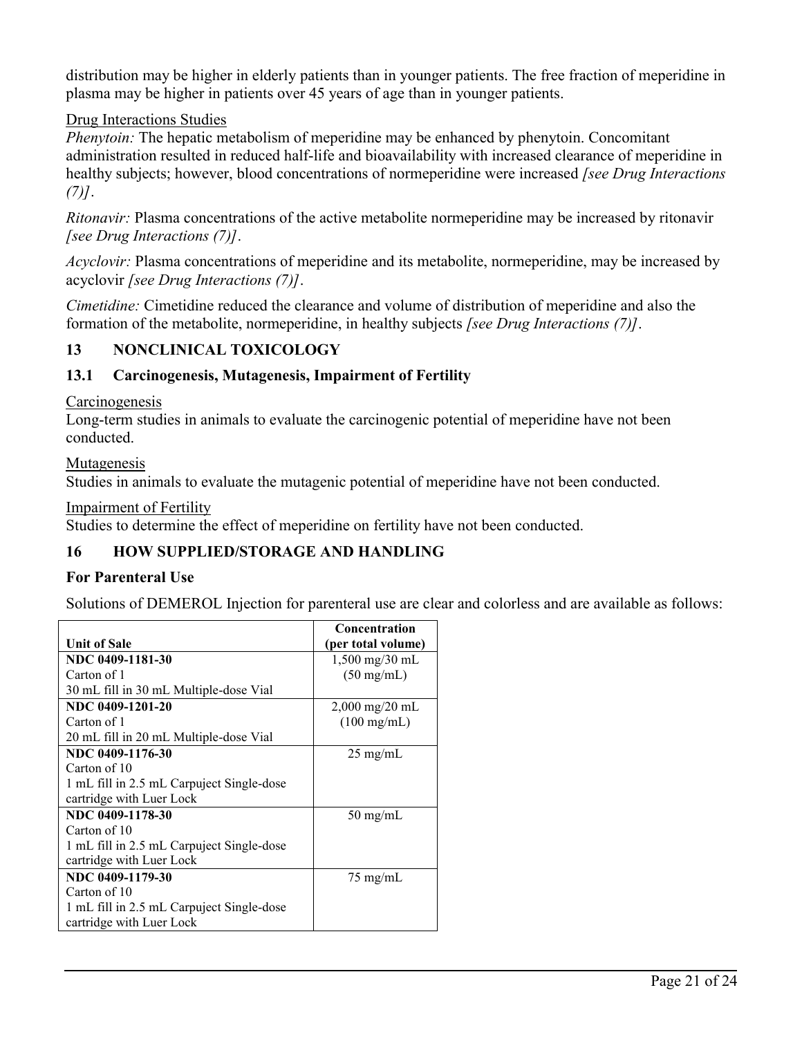distribution may be higher in elderly patients than in younger patients. The free fraction of meperidine in plasma may be higher in patients over 45 years of age than in younger patients.

Drug Interactions Studies

*Phenytoin:* The hepatic metabolism of meperidine may be enhanced by phenytoin. Concomitant administration resulted in reduced half-life and bioavailability with increased clearance of meperidine in healthy subjects; however, blood concentrations of normeperidine were increased *[see Drug Interactions (7)]*.

*Ritonavir:* Plasma concentrations of the active metabolite normeperidine may be increased by ritonavir *[see Drug Interactions (7)]*.

*Acyclovir:* Plasma concentrations of meperidine and its metabolite, normeperidine, may be increased by acyclovir *[see Drug Interactions (7)]*.

*Cimetidine:* Cimetidine reduced the clearance and volume of distribution of meperidine and also the formation of the metabolite, normeperidine, in healthy subjects *[see Drug Interactions (7)]*.

## 13 NONCLINICAL TOXICOLOGY

### 13.1 Carcinogenesis, Mutagenesis, Impairment of Fertility

Carcinogenesis

Long-term studies in animals to evaluate the carcinogenic potential of meperidine have not been conducted.

Mutagenesis

Studies in animals to evaluate the mutagenic potential of meperidine have not been conducted.

Impairment of Fertility

Studies to determine the effect of meperidine on fertility have not been conducted.

## 16 HOW SUPPLIED/STORAGE AND HANDLING

**For Parenteral Use**

Solutions of DEMEROL Injection for parenteral use are clear and colorless and are available as follows:

| Unit of Sale | Concentration (per total volume) |
|---|---|
| **NDC 0409-1181-30**<br>Carton of 1<br>30 mL fill in 30 mL Multiple-dose Vial | 1,500 mg/30 mL<br>(50 mg/mL) |
| **NDC 0409-1201-20**<br>Carton of 1<br>20 mL fill in 20 mL Multiple-dose Vial | 2,000 mg/20 mL<br>(100 mg/mL) |
| **NDC 0409-1176-30**<br>Carton of 10<br>1 mL fill in 2.5 mL Carpuject Single-dose cartridge with Luer Lock | 25 mg/mL |
| **NDC 0409-1178-30**<br>Carton of 10<br>1 mL fill in 2.5 mL Carpuject Single-dose cartridge with Luer Lock | 50 mg/mL |
| **NDC 0409-1179-30**<br>Carton of 10<br>1 mL fill in 2.5 mL Carpuject Single-dose cartridge with Luer Lock | 75 mg/mL |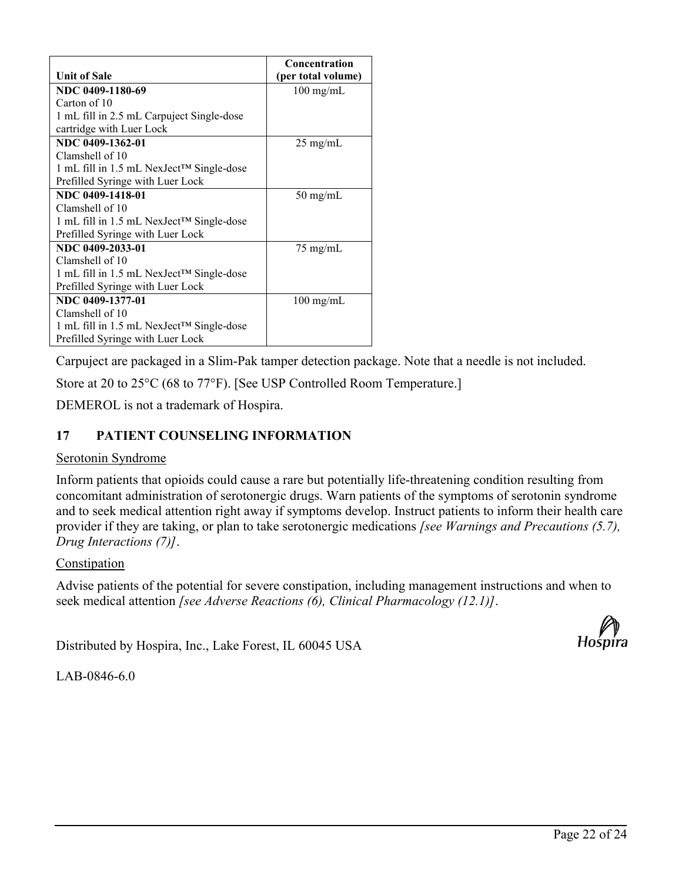| Unit of Sale | Concentration (per total volume) |
|---|---|
| **NDC 0409-1180-69**<br>Carton of 10<br>1 mL fill in 2.5 mL Carpuject Single-dose cartridge with Luer Lock | 100 mg/mL |
| **NDC 0409-1362-01**<br>Clamshell of 10<br>1 mL fill in 1.5 mL NexJect™ Single-dose Prefilled Syringe with Luer Lock | 25 mg/mL |
| **NDC 0409-1418-01**<br>Clamshell of 10<br>1 mL fill in 1.5 mL NexJect™ Single-dose Prefilled Syringe with Luer Lock | 50 mg/mL |
| **NDC 0409-2033-01**<br>Clamshell of 10<br>1 mL fill in 1.5 mL NexJect™ Single-dose Prefilled Syringe with Luer Lock | 75 mg/mL |
| **NDC 0409-1377-01**<br>Clamshell of 10<br>1 mL fill in 1.5 mL NexJect™ Single-dose Prefilled Syringe with Luer Lock | 100 mg/mL |

Carpuject are packaged in a Slim-Pak tamper detection package. Note that a needle is not included.

Store at 20 to 25°C (68 to 77°F). [See USP Controlled Room Temperature.]

DEMEROL is not a trademark of Hospira.

## 17 PATIENT COUNSELING INFORMATION

Serotonin Syndrome

Inform patients that opioids could cause a rare but potentially life-threatening condition resulting from concomitant administration of serotonergic drugs. Warn patients of the symptoms of serotonin syndrome and to seek medical attention right away if symptoms develop. Instruct patients to inform their health care provider if they are taking, or plan to take serotonergic medications *[see Warnings and Precautions (5.7), Drug Interactions (7)]*.

Constipation

Advise patients of the potential for severe constipation, including management instructions and when to seek medical attention *[see Adverse Reactions (6), Clinical Pharmacology (12.1)]*.

Distributed by Hospira, Inc., Lake Forest, IL 60045 USA

Hospira

LAB-0846-6.0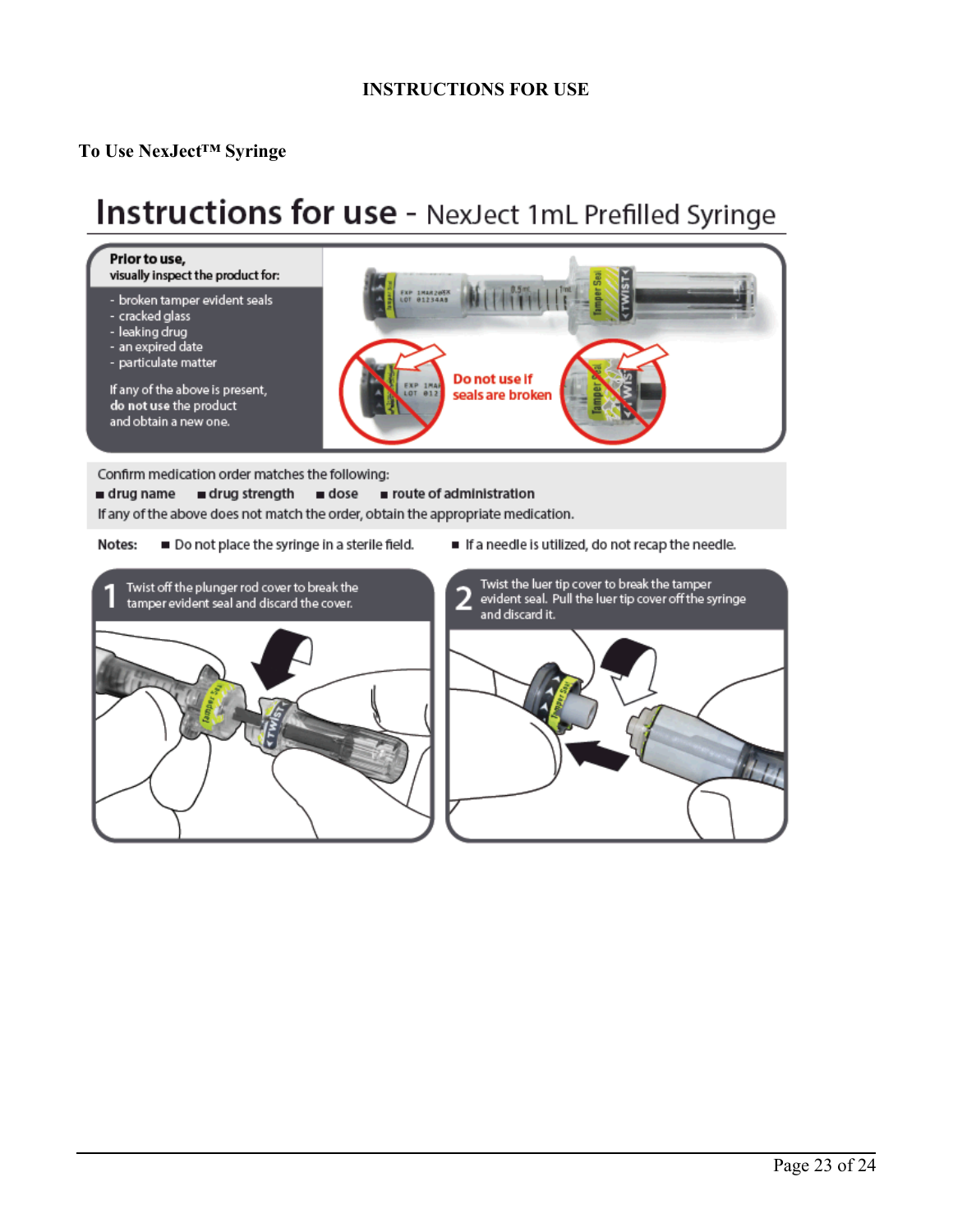## INSTRUCTIONS FOR USE

### To Use NexJect™ Syringe

## Instructions for use - NexJect 1mL Prefilled Syringe

**Prior to use,**
**visually inspect the product for:**

- broken tamper evident seals
- cracked glass
- leaking drug
- an expired date
- particulate matter

If any of the above is present, **do not use** the product and obtain a new one.

**Do not use if seals are broken**

Confirm medication order matches the following:

- **drug name**
- **drug strength**
- **dose**
- **route of administration**

If any of the above does not match the order, obtain the appropriate medication.

**Notes:**

- Do not place the syringe in a sterile field.
- If a needle is utilized, do not recap the needle.

**1** Twist off the plunger rod cover to break the tamper evident seal and discard the cover.

**2** Twist the luer tip cover to break the tamper evident seal. Pull the luer tip cover off the syringe and discard it.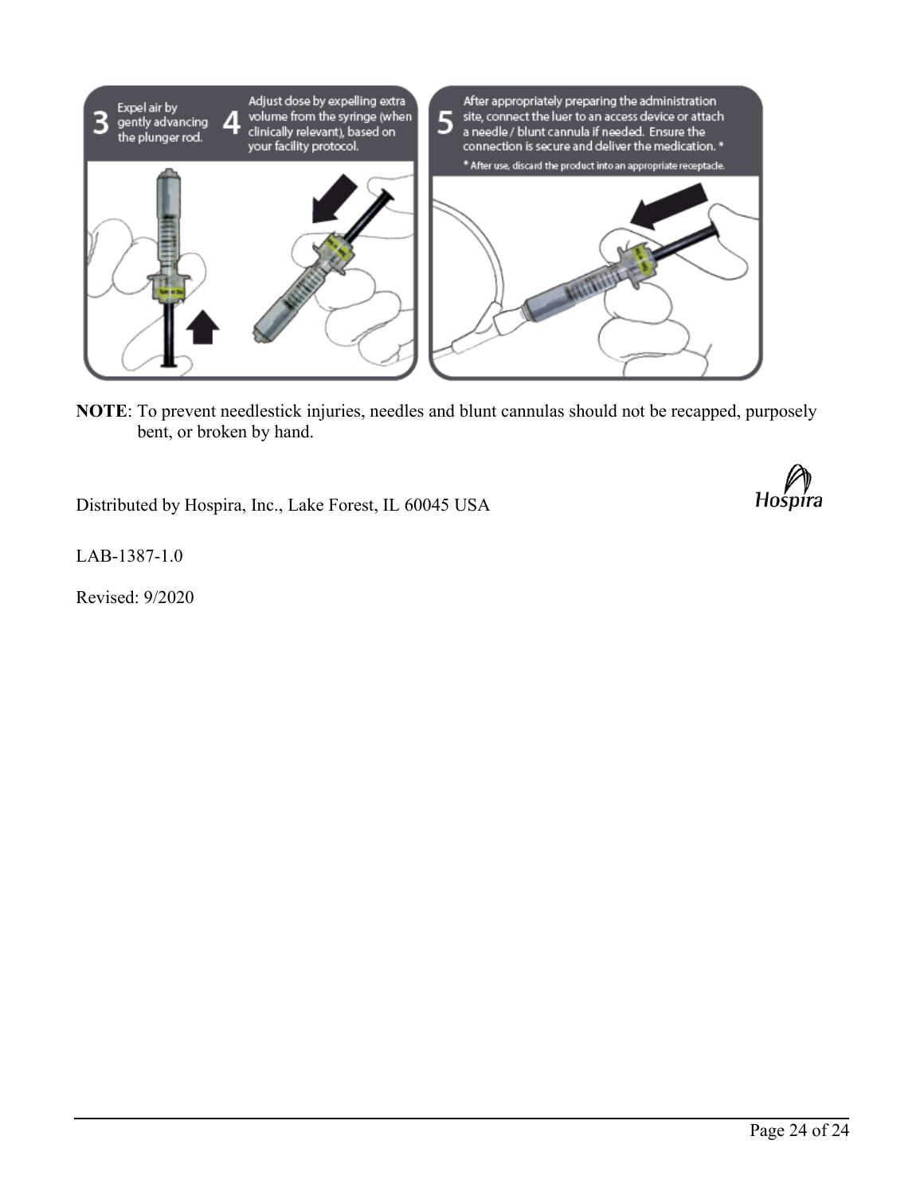3 Expel air by gently advancing the plunger rod.

4 Adjust dose by expelling extra volume from the syringe (when clinically relevant), based on your facility protocol.

5 After appropriately preparing the administration site, connect the luer to an access device or attach a needle / blunt cannula if needed. Ensure the connection is secure and deliver the medication. *

* After use, discard the product into an appropriate receptacle.

**NOTE**: To prevent needlestick injuries, needles and blunt cannulas should not be recapped, purposely bent, or broken by hand.

Distributed by Hospira, Inc., Lake Forest, IL 60045 USA

Hospira

LAB-1387-1.0

Revised: 9/2020